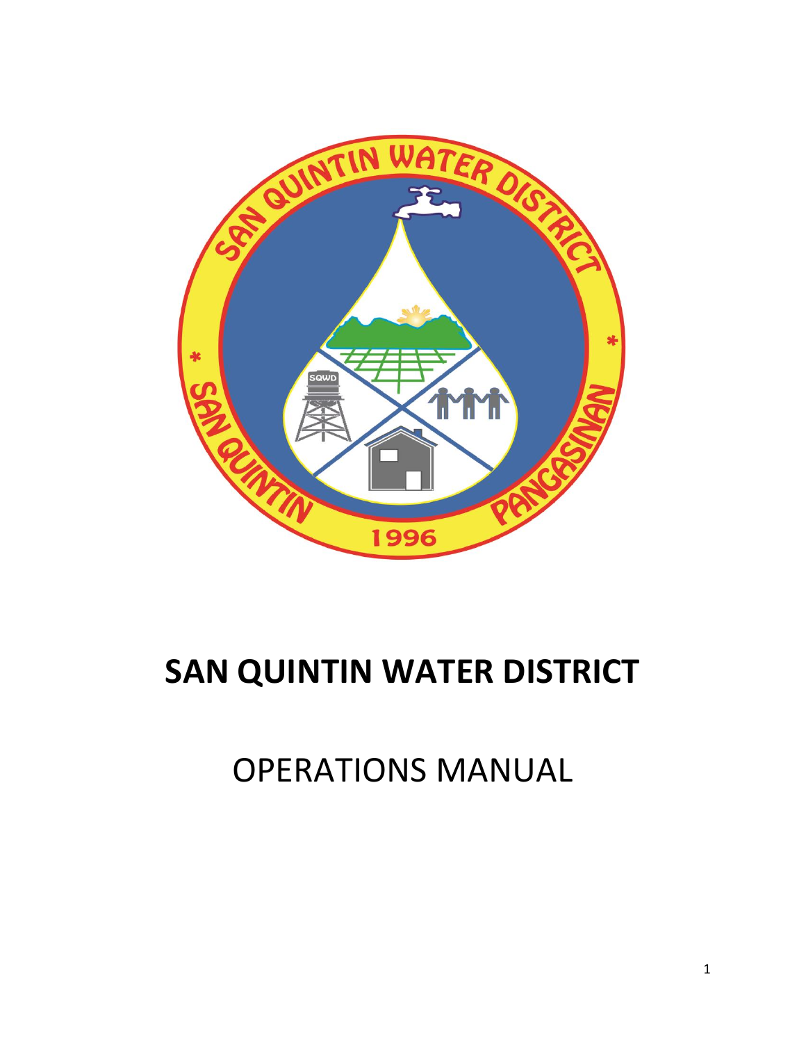# SAN QUINTIN WATER DISTRICT

OPERATIONS MANUAL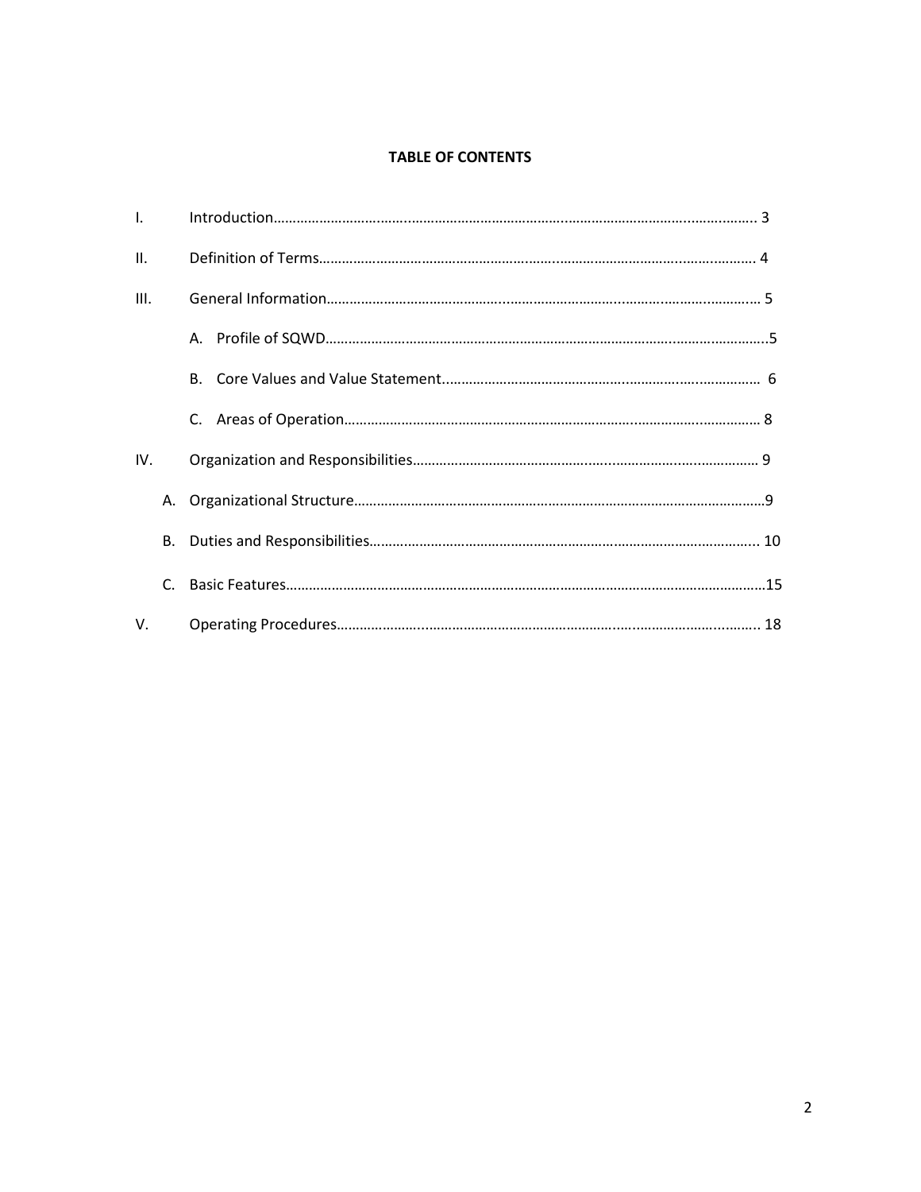**TABLE OF CONTENTS**

I. Introduction…………………………………………………………………………………………………… 3

II. Definition of Terms…………………………………………………………………………………………… 4

III. General Information………………………………………………………………………………………… 5

- A. Profile of SQWD……………………………………………………………………………………………5
- B. Core Values and Value Statement……………………………………………………………………… 6
- C. Areas of Operation………………………………………………………………………………………… 8

IV. Organization and Responsibilities…………………………………………………………………………… 9

- A. Organizational Structure……………………………………………………………………………………9
- B. Duties and Responsibilities………………………………………………………………………………… 10
- C. Basic Features………………………………………………………………………………………………15

V. Operating Procedures…………………………………………………………………………………………… 18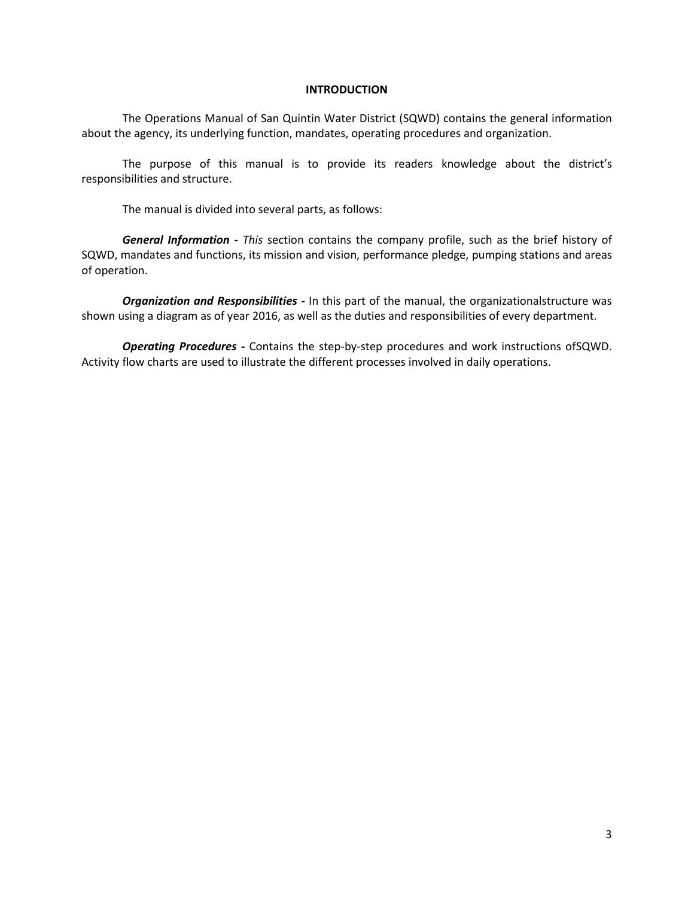# INTRODUCTION

The Operations Manual of San Quintin Water District (SQWD) contains the general information about the agency, its underlying function, mandates, operating procedures and organization.

The purpose of this manual is to provide its readers knowledge about the district's responsibilities and structure.

The manual is divided into several parts, as follows:

***General Information -*** *This* section contains the company profile, such as the brief history of SQWD, mandates and functions, its mission and vision, performance pledge, pumping stations and areas of operation.

***Organization and Responsibilities -*** In this part of the manual, the organizationalstructure was shown using a diagram as of year 2016, as well as the duties and responsibilities of every department.

***Operating Procedures -*** Contains the step-by-step procedures and work instructions ofSQWD. Activity flow charts are used to illustrate the different processes involved in daily operations.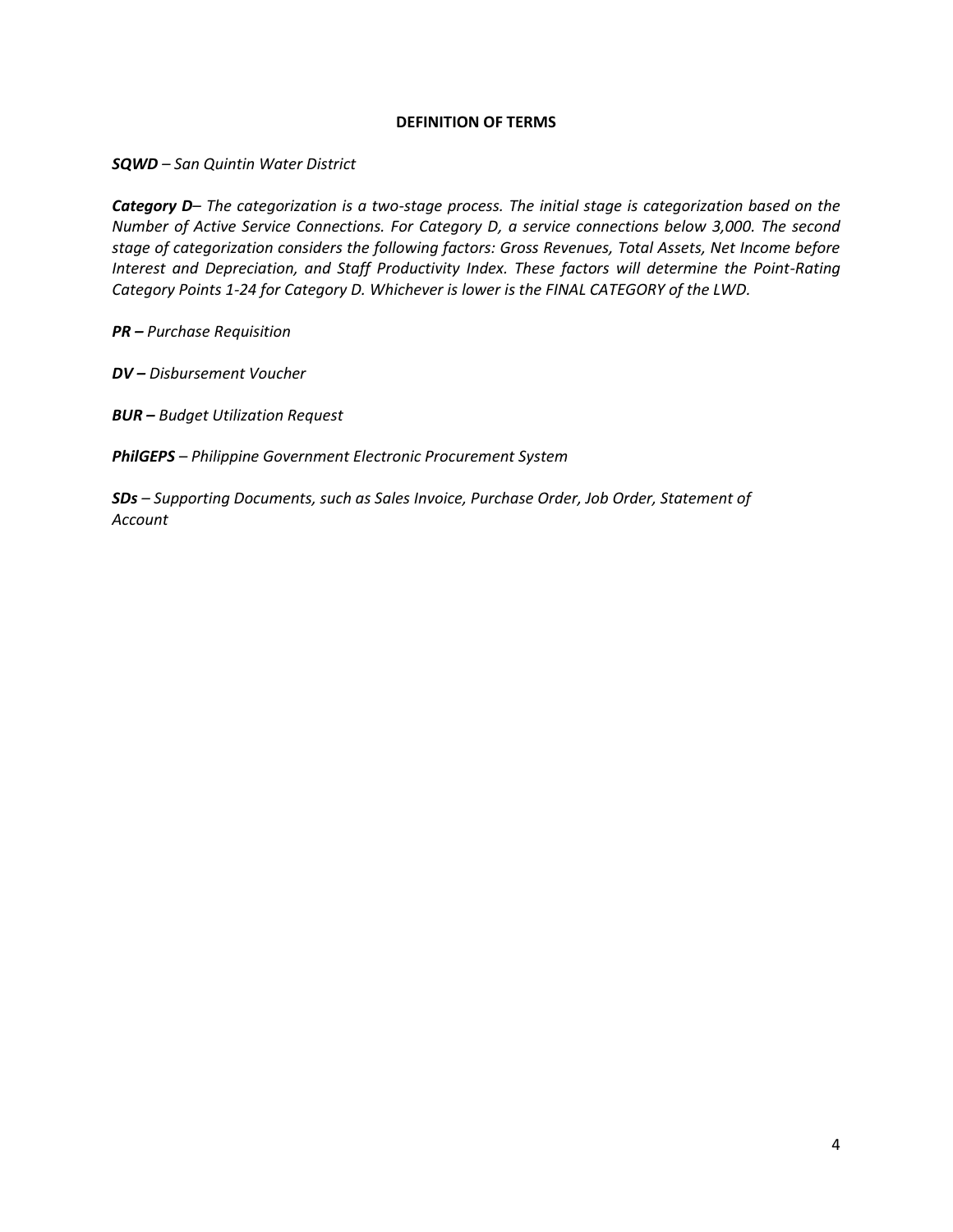## DEFINITION OF TERMS

***SQWD*** *– San Quintin Water District*

***Category D****– The categorization is a two-stage process. The initial stage is categorization based on the Number of Active Service Connections. For Category D, a service connections below 3,000. The second stage of categorization considers the following factors: Gross Revenues, Total Assets, Net Income before Interest and Depreciation, and Staff Productivity Index. These factors will determine the Point-Rating Category Points 1-24 for Category D. Whichever is lower is the FINAL CATEGORY of the LWD.*

***PR –*** *Purchase Requisition*

***DV –*** *Disbursement Voucher*

***BUR –*** *Budget Utilization Request*

***PhilGEPS*** *– Philippine Government Electronic Procurement System*

***SDs*** *– Supporting Documents, such as Sales Invoice, Purchase Order, Job Order, Statement of Account*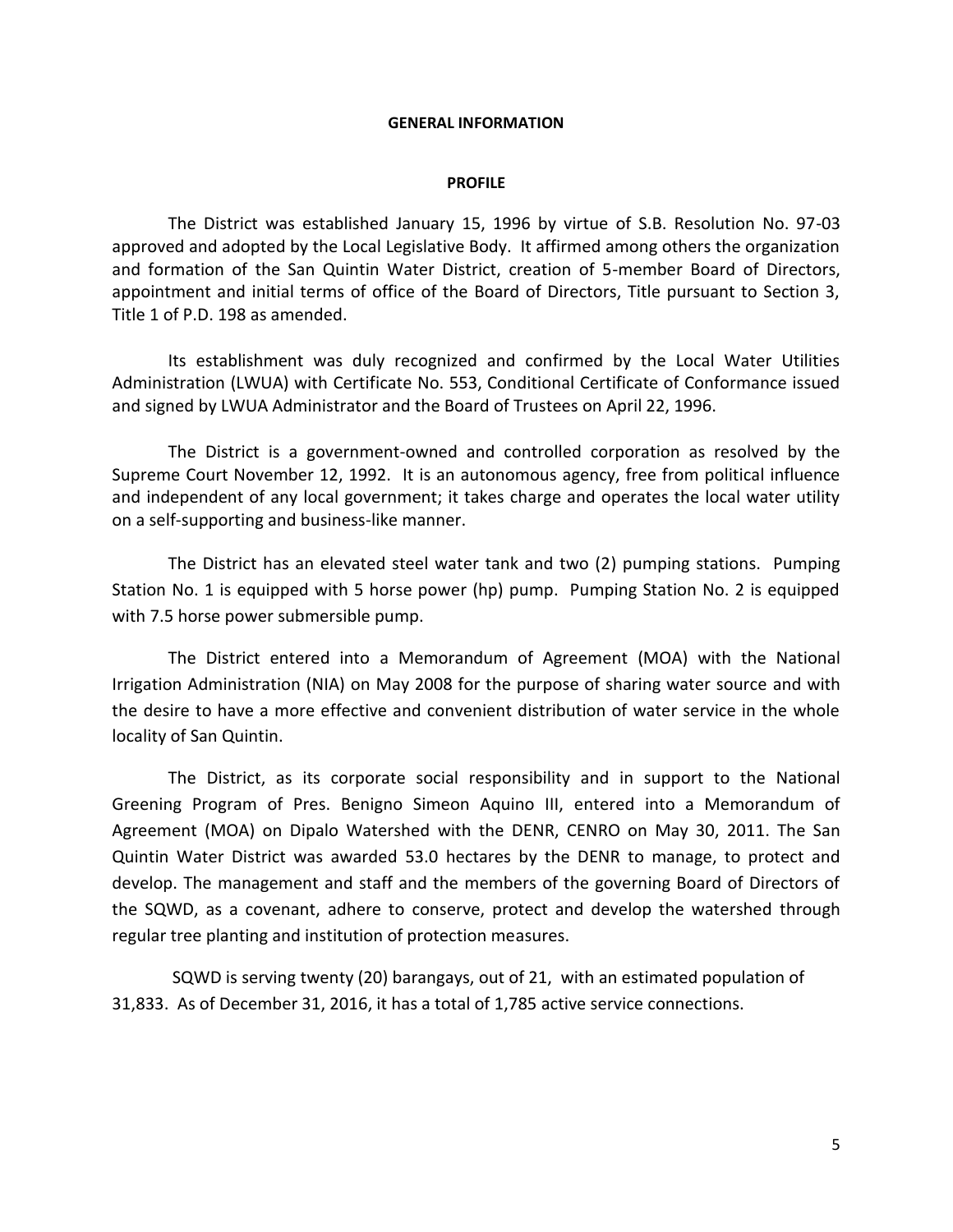# GENERAL INFORMATION

## PROFILE

The District was established January 15, 1996 by virtue of S.B. Resolution No. 97-03 approved and adopted by the Local Legislative Body. It affirmed among others the organization and formation of the San Quintin Water District, creation of 5-member Board of Directors, appointment and initial terms of office of the Board of Directors, Title pursuant to Section 3, Title 1 of P.D. 198 as amended.

Its establishment was duly recognized and confirmed by the Local Water Utilities Administration (LWUA) with Certificate No. 553, Conditional Certificate of Conformance issued and signed by LWUA Administrator and the Board of Trustees on April 22, 1996.

The District is a government-owned and controlled corporation as resolved by the Supreme Court November 12, 1992. It is an autonomous agency, free from political influence and independent of any local government; it takes charge and operates the local water utility on a self-supporting and business-like manner.

The District has an elevated steel water tank and two (2) pumping stations. Pumping Station No. 1 is equipped with 5 horse power (hp) pump. Pumping Station No. 2 is equipped with 7.5 horse power submersible pump.

The District entered into a Memorandum of Agreement (MOA) with the National Irrigation Administration (NIA) on May 2008 for the purpose of sharing water source and with the desire to have a more effective and convenient distribution of water service in the whole locality of San Quintin.

The District, as its corporate social responsibility and in support to the National Greening Program of Pres. Benigno Simeon Aquino III, entered into a Memorandum of Agreement (MOA) on Dipalo Watershed with the DENR, CENRO on May 30, 2011. The San Quintin Water District was awarded 53.0 hectares by the DENR to manage, to protect and develop. The management and staff and the members of the governing Board of Directors of the SQWD, as a covenant, adhere to conserve, protect and develop the watershed through regular tree planting and institution of protection measures.

SQWD is serving twenty (20) barangays, out of 21, with an estimated population of 31,833. As of December 31, 2016, it has a total of 1,785 active service connections.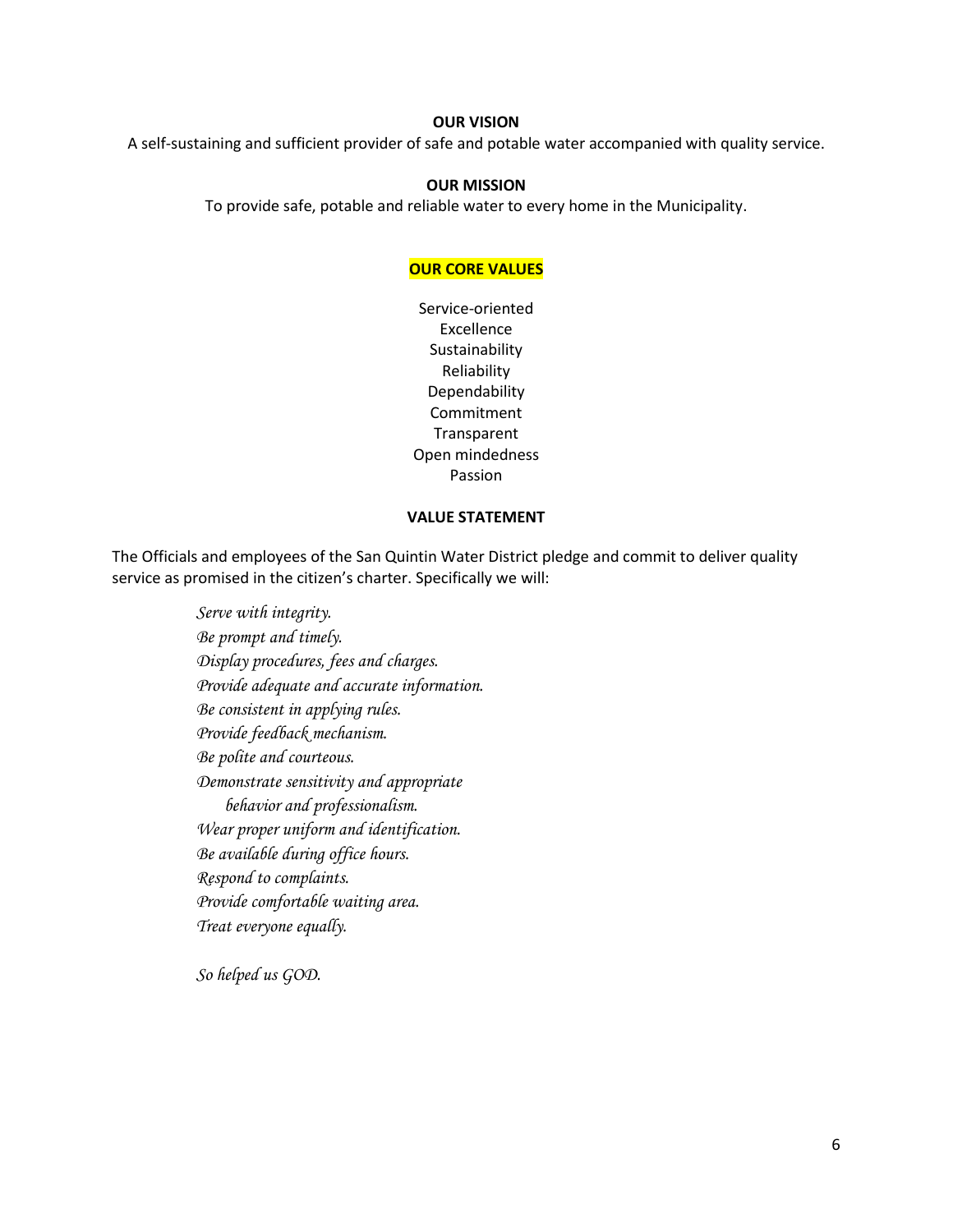## OUR VISION

A self-sustaining and sufficient provider of safe and potable water accompanied with quality service.

## OUR MISSION

To provide safe, potable and reliable water to every home in the Municipality.

## OUR CORE VALUES

Service-oriented
Excellence
Sustainability
Reliability
Dependability
Commitment
Transparent
Open mindedness
Passion

## VALUE STATEMENT

The Officials and employees of the San Quintin Water District pledge and commit to deliver quality service as promised in the citizen's charter. Specifically we will:

*Serve with integrity.*
*Be prompt and timely.*
*Display procedures, fees and charges.*
*Provide adequate and accurate information.*
*Be consistent in applying rules.*
*Provide feedback mechanism.*
*Be polite and courteous.*
*Demonstrate sensitivity and appropriate behavior and professionalism.*
*Wear proper uniform and identification.*
*Be available during office hours.*
*Respond to complaints.*
*Provide comfortable waiting area.*
*Treat everyone equally.*

*So helped us GOD.*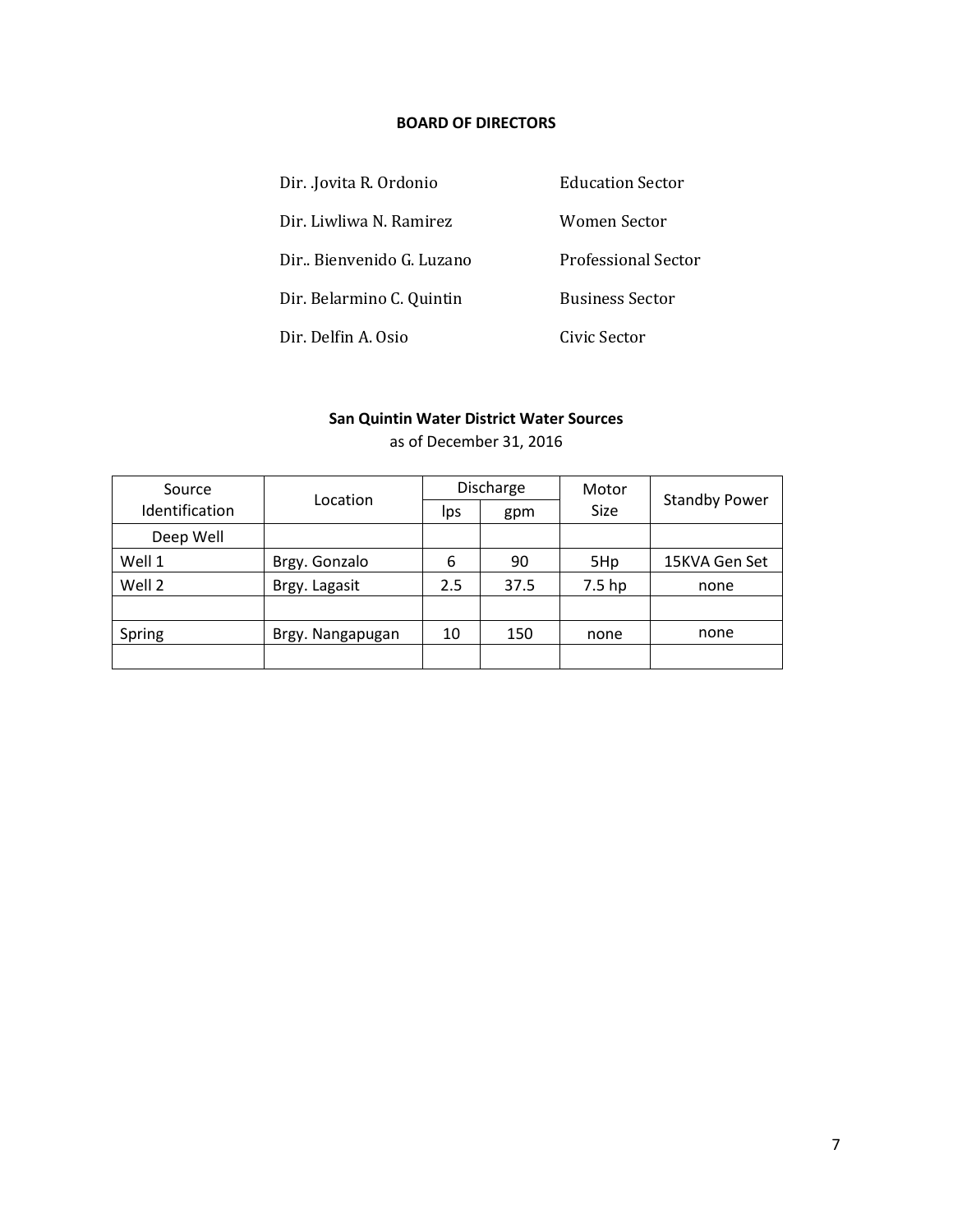### BOARD OF DIRECTORS

| | |
|---|---|
| Dir. .Jovita R. Ordonio | Education Sector |
| Dir. Liwliwa N. Ramirez | Women Sector |
| Dir.. Bienvenido G. Luzano | Professional Sector |
| Dir. Belarmino C. Quintin | Business Sector |
| Dir. Delfin A. Osio | Civic Sector |

### San Quintin Water District Water Sources

as of December 31, 2016

| Source Identification | Location | Discharge | | Motor Size | Standby Power |
|---|---|---|---|---|---|
| | | lps | gpm | | |
| Deep Well | | | | | |
| Well 1 | Brgy. Gonzalo | 6 | 90 | 5Hp | 15KVA Gen Set |
| Well 2 | Brgy. Lagasit | 2.5 | 37.5 | 7.5 hp | none |
| | | | | | |
| Spring | Brgy. Nangapugan | 10 | 150 | none | none |
| | | | | | |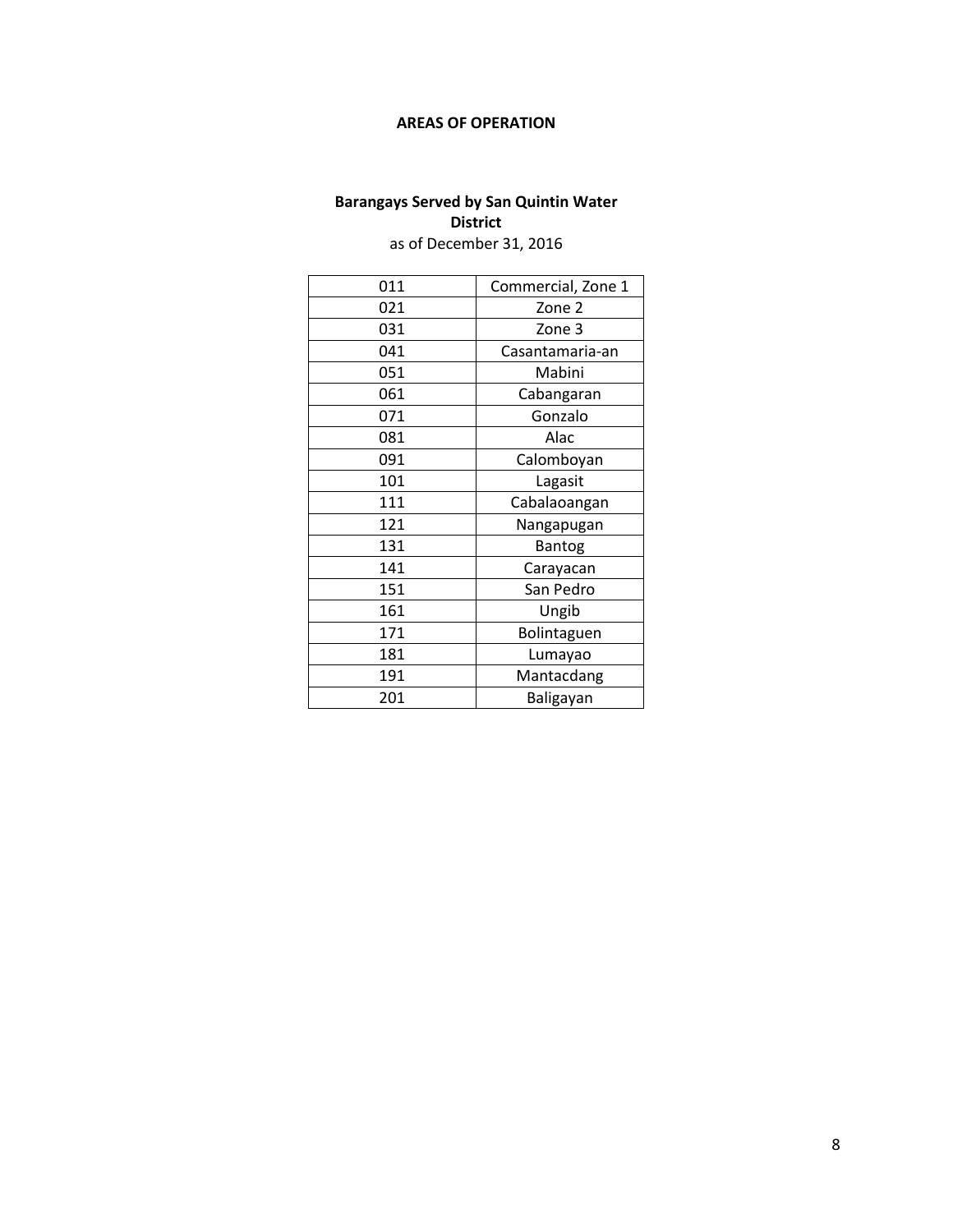## AREAS OF OPERATION

### Barangays Served by San Quintin Water District

as of December 31, 2016

| | |
|---|---|
| 011 | Commercial, Zone 1 |
| 021 | Zone 2 |
| 031 | Zone 3 |
| 041 | Casantamaria-an |
| 051 | Mabini |
| 061 | Cabangaran |
| 071 | Gonzalo |
| 081 | Alac |
| 091 | Calomboyan |
| 101 | Lagasit |
| 111 | Cabalaoangan |
| 121 | Nangapugan |
| 131 | Bantog |
| 141 | Carayacan |
| 151 | San Pedro |
| 161 | Ungib |
| 171 | Bolintaguen |
| 181 | Lumayao |
| 191 | Mantacdang |
| 201 | Baligayan |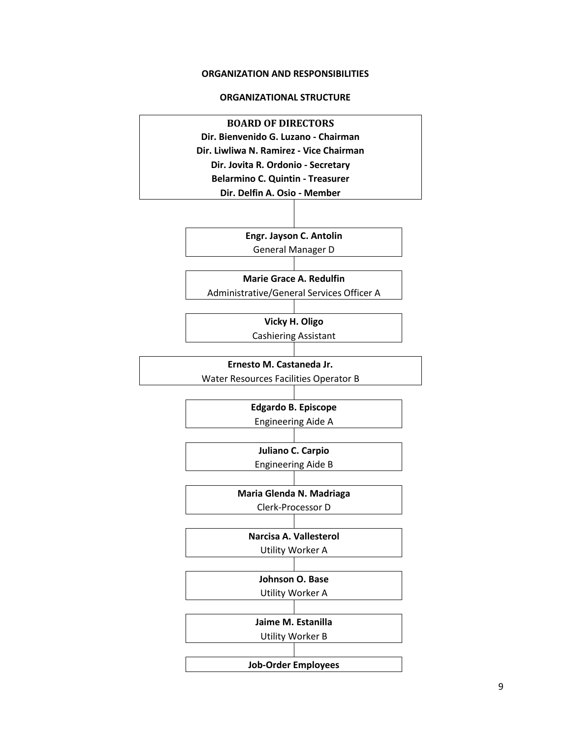**ORGANIZATION AND RESPONSIBILITIES**

**ORGANIZATIONAL STRUCTURE**

**BOARD OF DIRECTORS**
**Dir. Bienvenido G. Luzano - Chairman**
**Dir. Liwliwa N. Ramirez - Vice Chairman**
**Dir. Jovita R. Ordonio - Secretary**
**Belarmino C. Quintin - Treasurer**
**Dir. Delfin A. Osio - Member**

**Engr. Jayson C. Antolin**
General Manager D

**Marie Grace A. Redulfin**
Administrative/General Services Officer A

**Vicky H. Oligo**
Cashiering Assistant

**Ernesto M. Castaneda Jr.**
Water Resources Facilities Operator B

**Edgardo B. Episcope**
Engineering Aide A

**Juliano C. Carpio**
Engineering Aide B

**Maria Glenda N. Madriaga**
Clerk-Processor D

**Narcisa A. Vallesterol**
Utility Worker A

**Johnson O. Base**
Utility Worker A

**Jaime M. Estanilla**
Utility Worker B

**Job-Order Employees**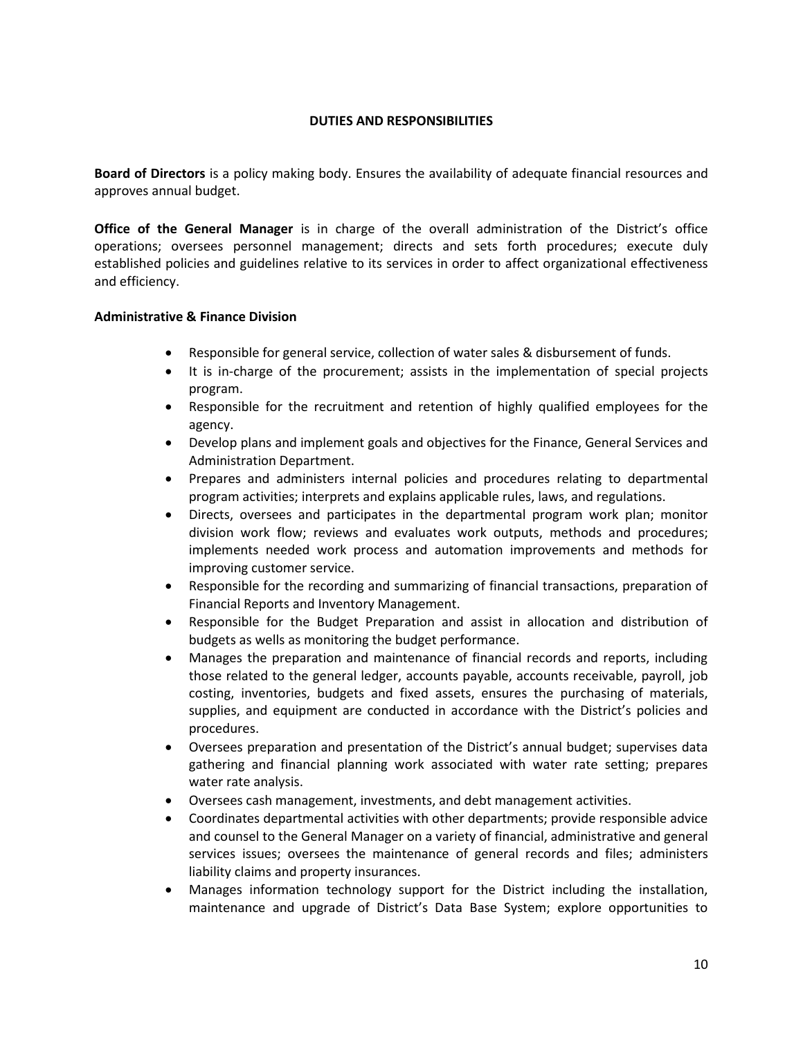## DUTIES AND RESPONSIBILITIES

**Board of Directors** is a policy making body. Ensures the availability of adequate financial resources and approves annual budget.

**Office of the General Manager** is in charge of the overall administration of the District's office operations; oversees personnel management; directs and sets forth procedures; execute duly established policies and guidelines relative to its services in order to affect organizational effectiveness and efficiency.

### Administrative & Finance Division

- Responsible for general service, collection of water sales & disbursement of funds.
- It is in-charge of the procurement; assists in the implementation of special projects program.
- Responsible for the recruitment and retention of highly qualified employees for the agency.
- Develop plans and implement goals and objectives for the Finance, General Services and Administration Department.
- Prepares and administers internal policies and procedures relating to departmental program activities; interprets and explains applicable rules, laws, and regulations.
- Directs, oversees and participates in the departmental program work plan; monitor division work flow; reviews and evaluates work outputs, methods and procedures; implements needed work process and automation improvements and methods for improving customer service.
- Responsible for the recording and summarizing of financial transactions, preparation of Financial Reports and Inventory Management.
- Responsible for the Budget Preparation and assist in allocation and distribution of budgets as wells as monitoring the budget performance.
- Manages the preparation and maintenance of financial records and reports, including those related to the general ledger, accounts payable, accounts receivable, payroll, job costing, inventories, budgets and fixed assets, ensures the purchasing of materials, supplies, and equipment are conducted in accordance with the District's policies and procedures.
- Oversees preparation and presentation of the District's annual budget; supervises data gathering and financial planning work associated with water rate setting; prepares water rate analysis.
- Oversees cash management, investments, and debt management activities.
- Coordinates departmental activities with other departments; provide responsible advice and counsel to the General Manager on a variety of financial, administrative and general services issues; oversees the maintenance of general records and files; administers liability claims and property insurances.
- Manages information technology support for the District including the installation, maintenance and upgrade of District's Data Base System; explore opportunities to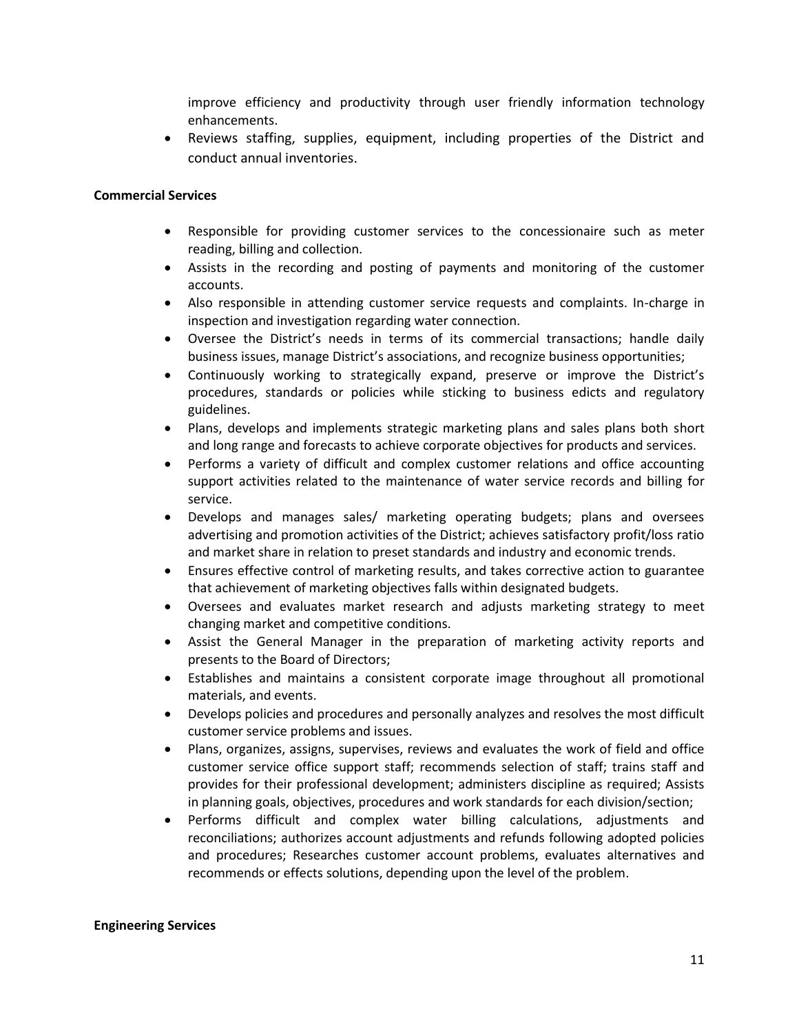improve efficiency and productivity through user friendly information technology enhancements.

- Reviews staffing, supplies, equipment, including properties of the District and conduct annual inventories.

**Commercial Services**

- Responsible for providing customer services to the concessionaire such as meter reading, billing and collection.
- Assists in the recording and posting of payments and monitoring of the customer accounts.
- Also responsible in attending customer service requests and complaints. In-charge in inspection and investigation regarding water connection.
- Oversee the District's needs in terms of its commercial transactions; handle daily business issues, manage District's associations, and recognize business opportunities;
- Continuously working to strategically expand, preserve or improve the District's procedures, standards or policies while sticking to business edicts and regulatory guidelines.
- Plans, develops and implements strategic marketing plans and sales plans both short and long range and forecasts to achieve corporate objectives for products and services.
- Performs a variety of difficult and complex customer relations and office accounting support activities related to the maintenance of water service records and billing for service.
- Develops and manages sales/ marketing operating budgets; plans and oversees advertising and promotion activities of the District; achieves satisfactory profit/loss ratio and market share in relation to preset standards and industry and economic trends.
- Ensures effective control of marketing results, and takes corrective action to guarantee that achievement of marketing objectives falls within designated budgets.
- Oversees and evaluates market research and adjusts marketing strategy to meet changing market and competitive conditions.
- Assist the General Manager in the preparation of marketing activity reports and presents to the Board of Directors;
- Establishes and maintains a consistent corporate image throughout all promotional materials, and events.
- Develops policies and procedures and personally analyzes and resolves the most difficult customer service problems and issues.
- Plans, organizes, assigns, supervises, reviews and evaluates the work of field and office customer service office support staff; recommends selection of staff; trains staff and provides for their professional development; administers discipline as required; Assists in planning goals, objectives, procedures and work standards for each division/section;
- Performs difficult and complex water billing calculations, adjustments and reconciliations; authorizes account adjustments and refunds following adopted policies and procedures; Researches customer account problems, evaluates alternatives and recommends or effects solutions, depending upon the level of the problem.

**Engineering Services**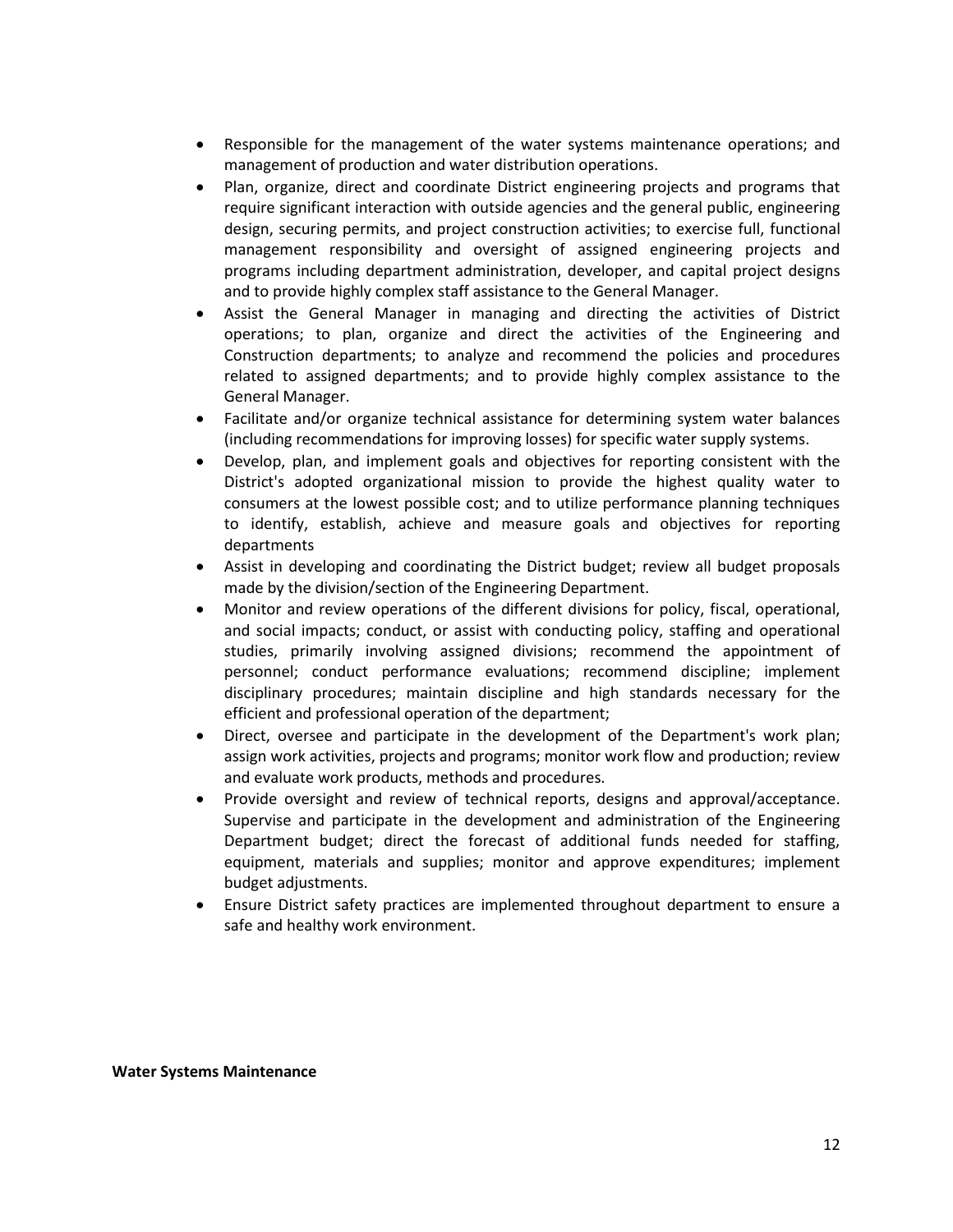- Responsible for the management of the water systems maintenance operations; and management of production and water distribution operations.
- Plan, organize, direct and coordinate District engineering projects and programs that require significant interaction with outside agencies and the general public, engineering design, securing permits, and project construction activities; to exercise full, functional management responsibility and oversight of assigned engineering projects and programs including department administration, developer, and capital project designs and to provide highly complex staff assistance to the General Manager.
- Assist the General Manager in managing and directing the activities of District operations; to plan, organize and direct the activities of the Engineering and Construction departments; to analyze and recommend the policies and procedures related to assigned departments; and to provide highly complex assistance to the General Manager.
- Facilitate and/or organize technical assistance for determining system water balances (including recommendations for improving losses) for specific water supply systems.
- Develop, plan, and implement goals and objectives for reporting consistent with the District's adopted organizational mission to provide the highest quality water to consumers at the lowest possible cost; and to utilize performance planning techniques to identify, establish, achieve and measure goals and objectives for reporting departments
- Assist in developing and coordinating the District budget; review all budget proposals made by the division/section of the Engineering Department.
- Monitor and review operations of the different divisions for policy, fiscal, operational, and social impacts; conduct, or assist with conducting policy, staffing and operational studies, primarily involving assigned divisions; recommend the appointment of personnel; conduct performance evaluations; recommend discipline; implement disciplinary procedures; maintain discipline and high standards necessary for the efficient and professional operation of the department;
- Direct, oversee and participate in the development of the Department's work plan; assign work activities, projects and programs; monitor work flow and production; review and evaluate work products, methods and procedures.
- Provide oversight and review of technical reports, designs and approval/acceptance. Supervise and participate in the development and administration of the Engineering Department budget; direct the forecast of additional funds needed for staffing, equipment, materials and supplies; monitor and approve expenditures; implement budget adjustments.
- Ensure District safety practices are implemented throughout department to ensure a safe and healthy work environment.

**Water Systems Maintenance**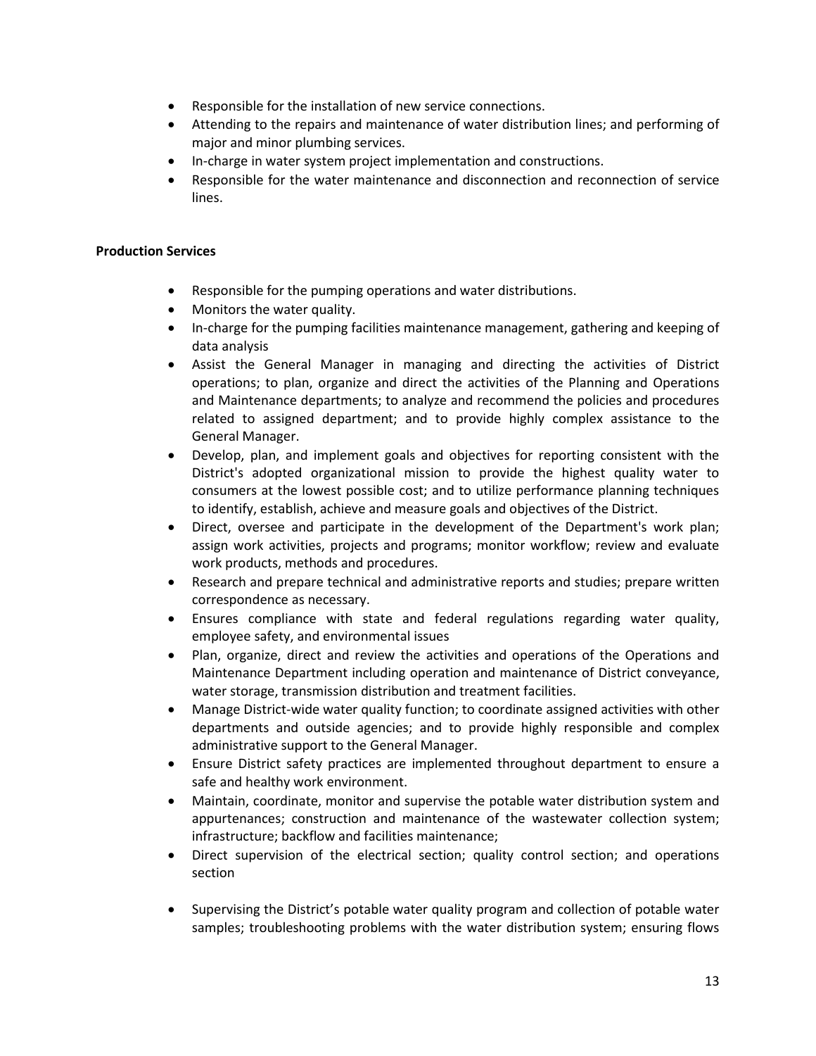- Responsible for the installation of new service connections.
- Attending to the repairs and maintenance of water distribution lines; and performing of major and minor plumbing services.
- In-charge in water system project implementation and constructions.
- Responsible for the water maintenance and disconnection and reconnection of service lines.

**Production Services**

- Responsible for the pumping operations and water distributions.
- Monitors the water quality.
- In-charge for the pumping facilities maintenance management, gathering and keeping of data analysis
- Assist the General Manager in managing and directing the activities of District operations; to plan, organize and direct the activities of the Planning and Operations and Maintenance departments; to analyze and recommend the policies and procedures related to assigned department; and to provide highly complex assistance to the General Manager.
- Develop, plan, and implement goals and objectives for reporting consistent with the District's adopted organizational mission to provide the highest quality water to consumers at the lowest possible cost; and to utilize performance planning techniques to identify, establish, achieve and measure goals and objectives of the District.
- Direct, oversee and participate in the development of the Department's work plan; assign work activities, projects and programs; monitor workflow; review and evaluate work products, methods and procedures.
- Research and prepare technical and administrative reports and studies; prepare written correspondence as necessary.
- Ensures compliance with state and federal regulations regarding water quality, employee safety, and environmental issues
- Plan, organize, direct and review the activities and operations of the Operations and Maintenance Department including operation and maintenance of District conveyance, water storage, transmission distribution and treatment facilities.
- Manage District-wide water quality function; to coordinate assigned activities with other departments and outside agencies; and to provide highly responsible and complex administrative support to the General Manager.
- Ensure District safety practices are implemented throughout department to ensure a safe and healthy work environment.
- Maintain, coordinate, monitor and supervise the potable water distribution system and appurtenances; construction and maintenance of the wastewater collection system; infrastructure; backflow and facilities maintenance;
- Direct supervision of the electrical section; quality control section; and operations section
- Supervising the District's potable water quality program and collection of potable water samples; troubleshooting problems with the water distribution system; ensuring flows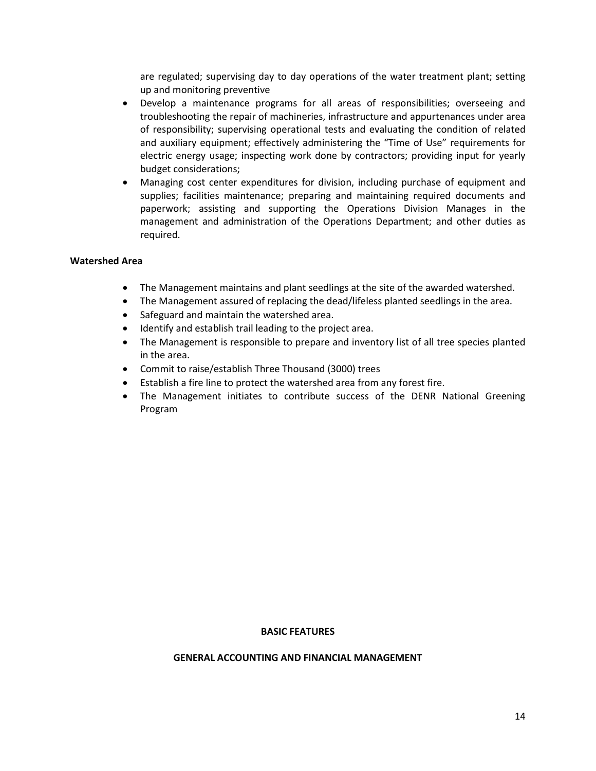are regulated; supervising day to day operations of the water treatment plant; setting up and monitoring preventive

- Develop a maintenance programs for all areas of responsibilities; overseeing and troubleshooting the repair of machineries, infrastructure and appurtenances under area of responsibility; supervising operational tests and evaluating the condition of related and auxiliary equipment; effectively administering the "Time of Use" requirements for electric energy usage; inspecting work done by contractors; providing input for yearly budget considerations;
- Managing cost center expenditures for division, including purchase of equipment and supplies; facilities maintenance; preparing and maintaining required documents and paperwork; assisting and supporting the Operations Division Manages in the management and administration of the Operations Department; and other duties as required.

**Watershed Area**

- The Management maintains and plant seedlings at the site of the awarded watershed.
- The Management assured of replacing the dead/lifeless planted seedlings in the area.
- Safeguard and maintain the watershed area.
- Identify and establish trail leading to the project area.
- The Management is responsible to prepare and inventory list of all tree species planted in the area.
- Commit to raise/establish Three Thousand (3000) trees
- Establish a fire line to protect the watershed area from any forest fire.
- The Management initiates to contribute success of the DENR National Greening Program

**BASIC FEATURES**

**GENERAL ACCOUNTING AND FINANCIAL MANAGEMENT**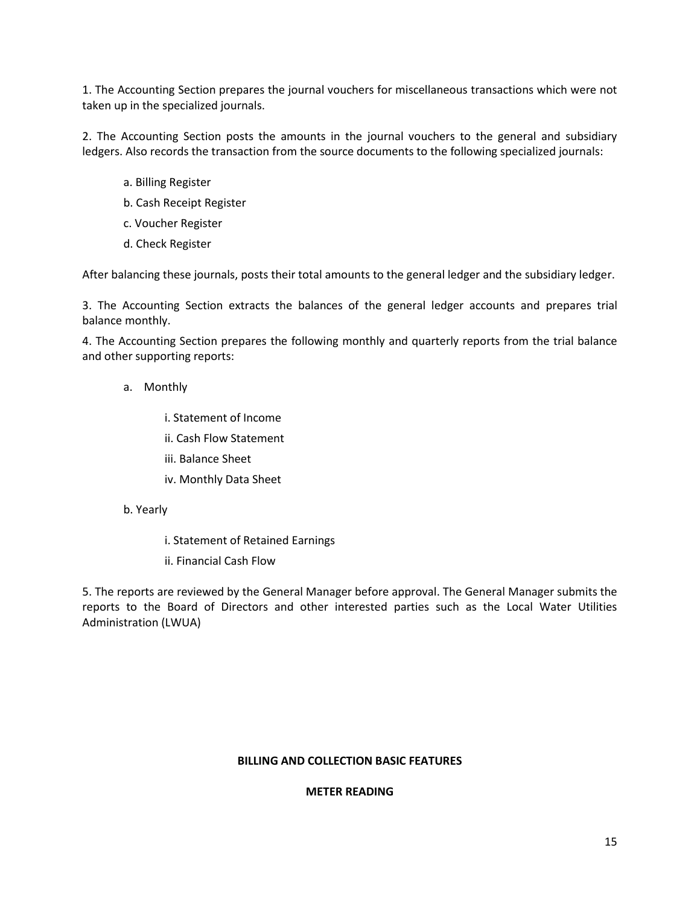1. The Accounting Section prepares the journal vouchers for miscellaneous transactions which were not taken up in the specialized journals.

2. The Accounting Section posts the amounts in the journal vouchers to the general and subsidiary ledgers. Also records the transaction from the source documents to the following specialized journals:

   a. Billing Register

   b. Cash Receipt Register

   c. Voucher Register

   d. Check Register

After balancing these journals, posts their total amounts to the general ledger and the subsidiary ledger.

3. The Accounting Section extracts the balances of the general ledger accounts and prepares trial balance monthly.

4. The Accounting Section prepares the following monthly and quarterly reports from the trial balance and other supporting reports:

   a. Monthly

      i. Statement of Income

      ii. Cash Flow Statement

      iii. Balance Sheet

      iv. Monthly Data Sheet

   b. Yearly

      i. Statement of Retained Earnings

      ii. Financial Cash Flow

5. The reports are reviewed by the General Manager before approval. The General Manager submits the reports to the Board of Directors and other interested parties such as the Local Water Utilities Administration (LWUA)

**BILLING AND COLLECTION BASIC FEATURES**

**METER READING**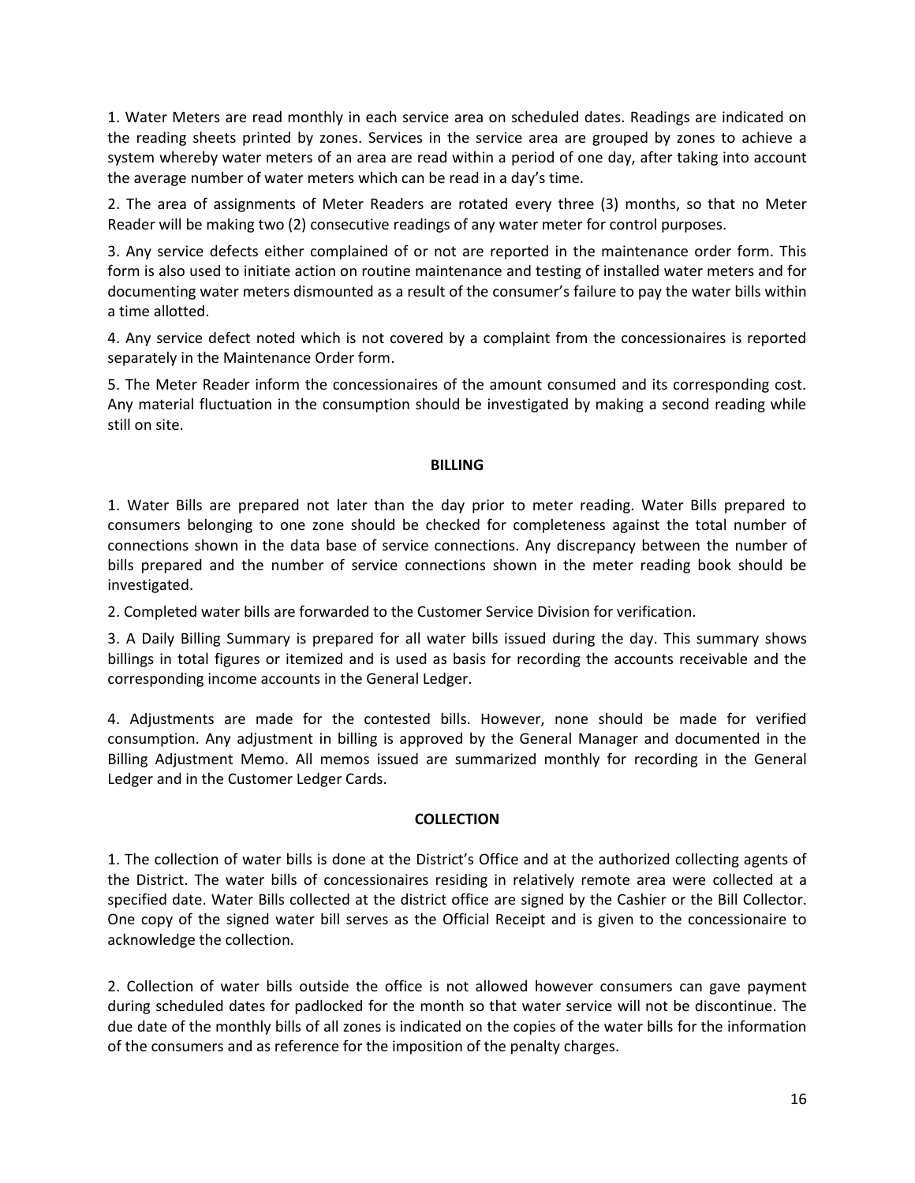1. Water Meters are read monthly in each service area on scheduled dates. Readings are indicated on the reading sheets printed by zones. Services in the service area are grouped by zones to achieve a system whereby water meters of an area are read within a period of one day, after taking into account the average number of water meters which can be read in a day's time.

2. The area of assignments of Meter Readers are rotated every three (3) months, so that no Meter Reader will be making two (2) consecutive readings of any water meter for control purposes.

3. Any service defects either complained of or not are reported in the maintenance order form. This form is also used to initiate action on routine maintenance and testing of installed water meters and for documenting water meters dismounted as a result of the consumer's failure to pay the water bills within a time allotted.

4. Any service defect noted which is not covered by a complaint from the concessionaires is reported separately in the Maintenance Order form.

5. The Meter Reader inform the concessionaires of the amount consumed and its corresponding cost. Any material fluctuation in the consumption should be investigated by making a second reading while still on site.

**BILLING**

1. Water Bills are prepared not later than the day prior to meter reading. Water Bills prepared to consumers belonging to one zone should be checked for completeness against the total number of connections shown in the data base of service connections. Any discrepancy between the number of bills prepared and the number of service connections shown in the meter reading book should be investigated.

2. Completed water bills are forwarded to the Customer Service Division for verification.

3. A Daily Billing Summary is prepared for all water bills issued during the day. This summary shows billings in total figures or itemized and is used as basis for recording the accounts receivable and the corresponding income accounts in the General Ledger.

4. Adjustments are made for the contested bills. However, none should be made for verified consumption. Any adjustment in billing is approved by the General Manager and documented in the Billing Adjustment Memo. All memos issued are summarized monthly for recording in the General Ledger and in the Customer Ledger Cards.

**COLLECTION**

1. The collection of water bills is done at the District's Office and at the authorized collecting agents of the District. The water bills of concessionaires residing in relatively remote area were collected at a specified date. Water Bills collected at the district office are signed by the Cashier or the Bill Collector. One copy of the signed water bill serves as the Official Receipt and is given to the concessionaire to acknowledge the collection.

2. Collection of water bills outside the office is not allowed however consumers can gave payment during scheduled dates for padlocked for the month so that water service will not be discontinue. The due date of the monthly bills of all zones is indicated on the copies of the water bills for the information of the consumers and as reference for the imposition of the penalty charges.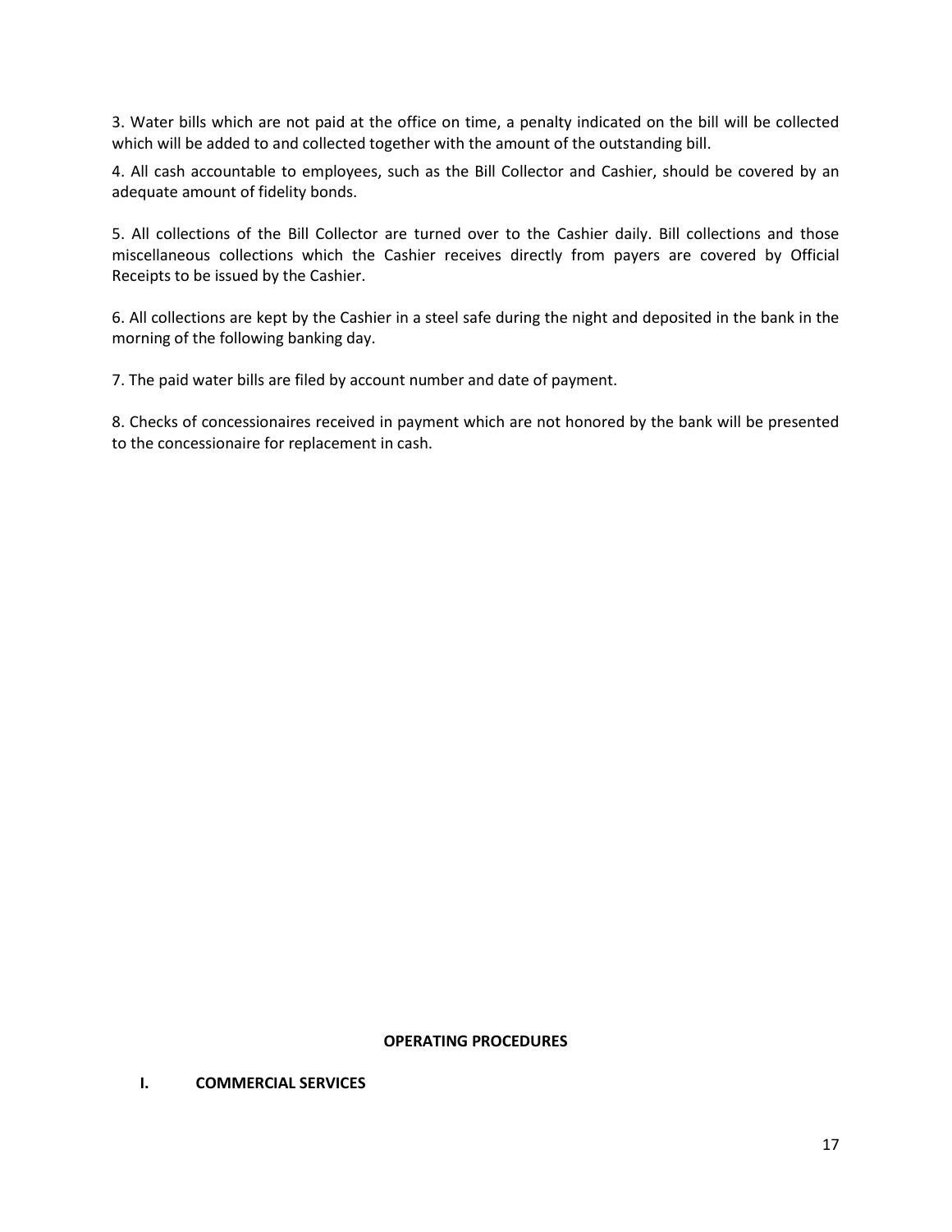3. Water bills which are not paid at the office on time, a penalty indicated on the bill will be collected which will be added to and collected together with the amount of the outstanding bill.

4. All cash accountable to employees, such as the Bill Collector and Cashier, should be covered by an adequate amount of fidelity bonds.

5. All collections of the Bill Collector are turned over to the Cashier daily. Bill collections and those miscellaneous collections which the Cashier receives directly from payers are covered by Official Receipts to be issued by the Cashier.

6. All collections are kept by the Cashier in a steel safe during the night and deposited in the bank in the morning of the following banking day.

7. The paid water bills are filed by account number and date of payment.

8. Checks of concessionaires received in payment which are not honored by the bank will be presented to the concessionaire for replacement in cash.

## OPERATING PROCEDURES

### I. COMMERCIAL SERVICES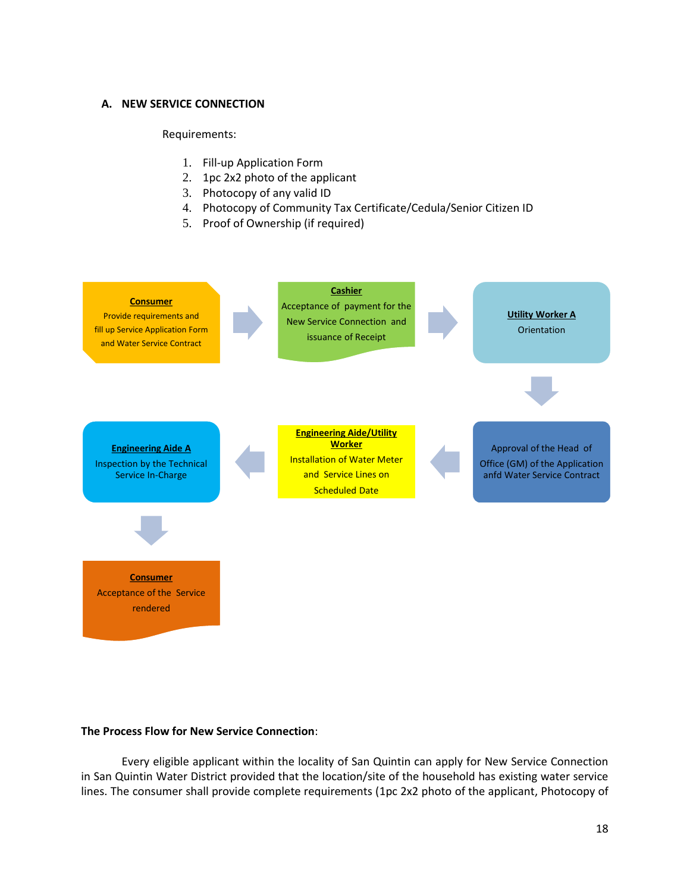### A. NEW SERVICE CONNECTION

Requirements:

1. Fill-up Application Form
2. 1pc 2x2 photo of the applicant
3. Photocopy of any valid ID
4. Photocopy of Community Tax Certificate/Cedula/Senior Citizen ID
5. Proof of Ownership (if required)

**Consumer**
Provide requirements and fill up Service Application Form and Water Service Contract

**Cashier**
Acceptance of payment for the New Service Connection and issuance of Receipt

**Utility Worker A**
Orientation

Approval of the Head of Office (GM) of the Application anfd Water Service Contract

**Engineering Aide/Utility Worker**
Installation of Water Meter and Service Lines on Scheduled Date

**Engineering Aide A**
Inspection by the Technical Service In-Charge

**Consumer**
Acceptance of the Service rendered

**The Process Flow for New Service Connection**:

Every eligible applicant within the locality of San Quintin can apply for New Service Connection in San Quintin Water District provided that the location/site of the household has existing water service lines. The consumer shall provide complete requirements (1pc 2x2 photo of the applicant, Photocopy of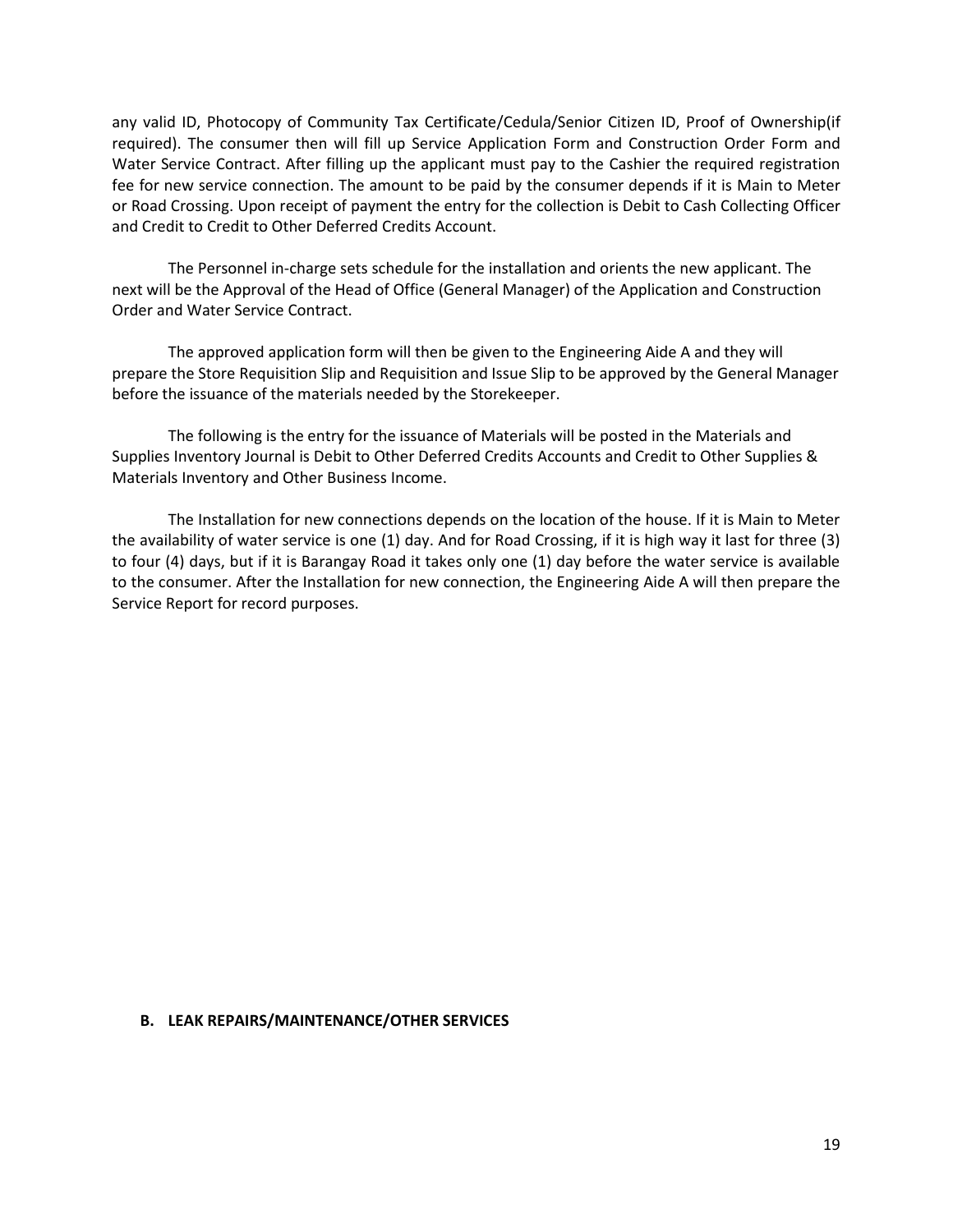any valid ID, Photocopy of Community Tax Certificate/Cedula/Senior Citizen ID, Proof of Ownership(if required). The consumer then will fill up Service Application Form and Construction Order Form and Water Service Contract. After filling up the applicant must pay to the Cashier the required registration fee for new service connection. The amount to be paid by the consumer depends if it is Main to Meter or Road Crossing. Upon receipt of payment the entry for the collection is Debit to Cash Collecting Officer and Credit to Credit to Other Deferred Credits Account.

The Personnel in-charge sets schedule for the installation and orients the new applicant. The next will be the Approval of the Head of Office (General Manager) of the Application and Construction Order and Water Service Contract.

The approved application form will then be given to the Engineering Aide A and they will prepare the Store Requisition Slip and Requisition and Issue Slip to be approved by the General Manager before the issuance of the materials needed by the Storekeeper.

The following is the entry for the issuance of Materials will be posted in the Materials and Supplies Inventory Journal is Debit to Other Deferred Credits Accounts and Credit to Other Supplies & Materials Inventory and Other Business Income.

The Installation for new connections depends on the location of the house. If it is Main to Meter the availability of water service is one (1) day. And for Road Crossing, if it is high way it last for three (3) to four (4) days, but if it is Barangay Road it takes only one (1) day before the water service is available to the consumer. After the Installation for new connection, the Engineering Aide A will then prepare the Service Report for record purposes.

**B. LEAK REPAIRS/MAINTENANCE/OTHER SERVICES**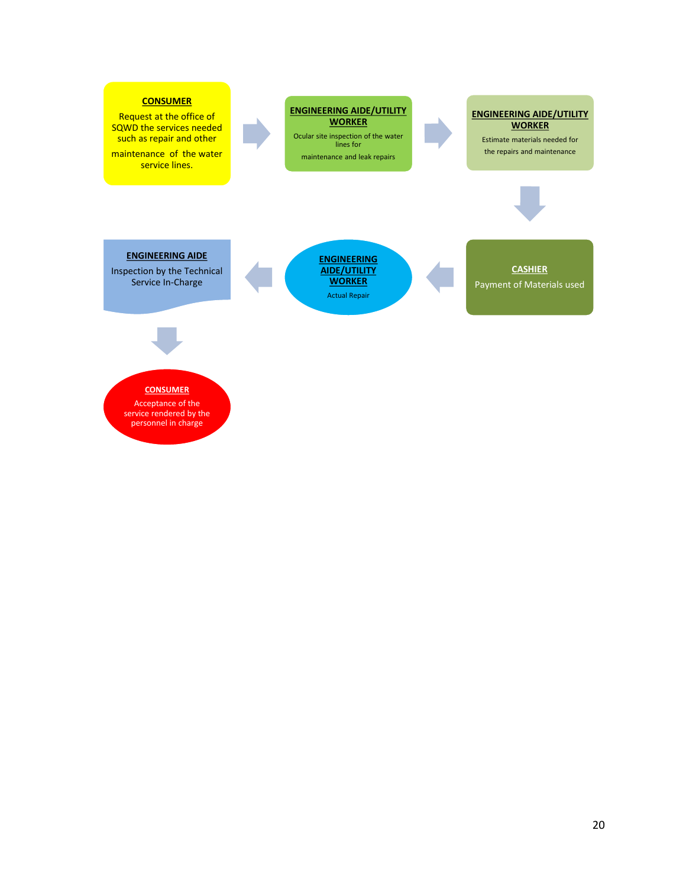**CONSUMER**

Request at the office of SQWD the services needed such as repair and other maintenance of the water service lines.

**ENGINEERING AIDE/UTILITY WORKER**

Ocular site inspection of the water lines for maintenance and leak repairs

**ENGINEERING AIDE/UTILITY WORKER**

Estimate materials needed for the repairs and maintenance

**CASHIER**

Payment of Materials used

**ENGINEERING AIDE/UTILITY WORKER**

Actual Repair

**ENGINEERING AIDE**

Inspection by the Technical Service In-Charge

**CONSUMER**

Acceptance of the service rendered by the personnel in charge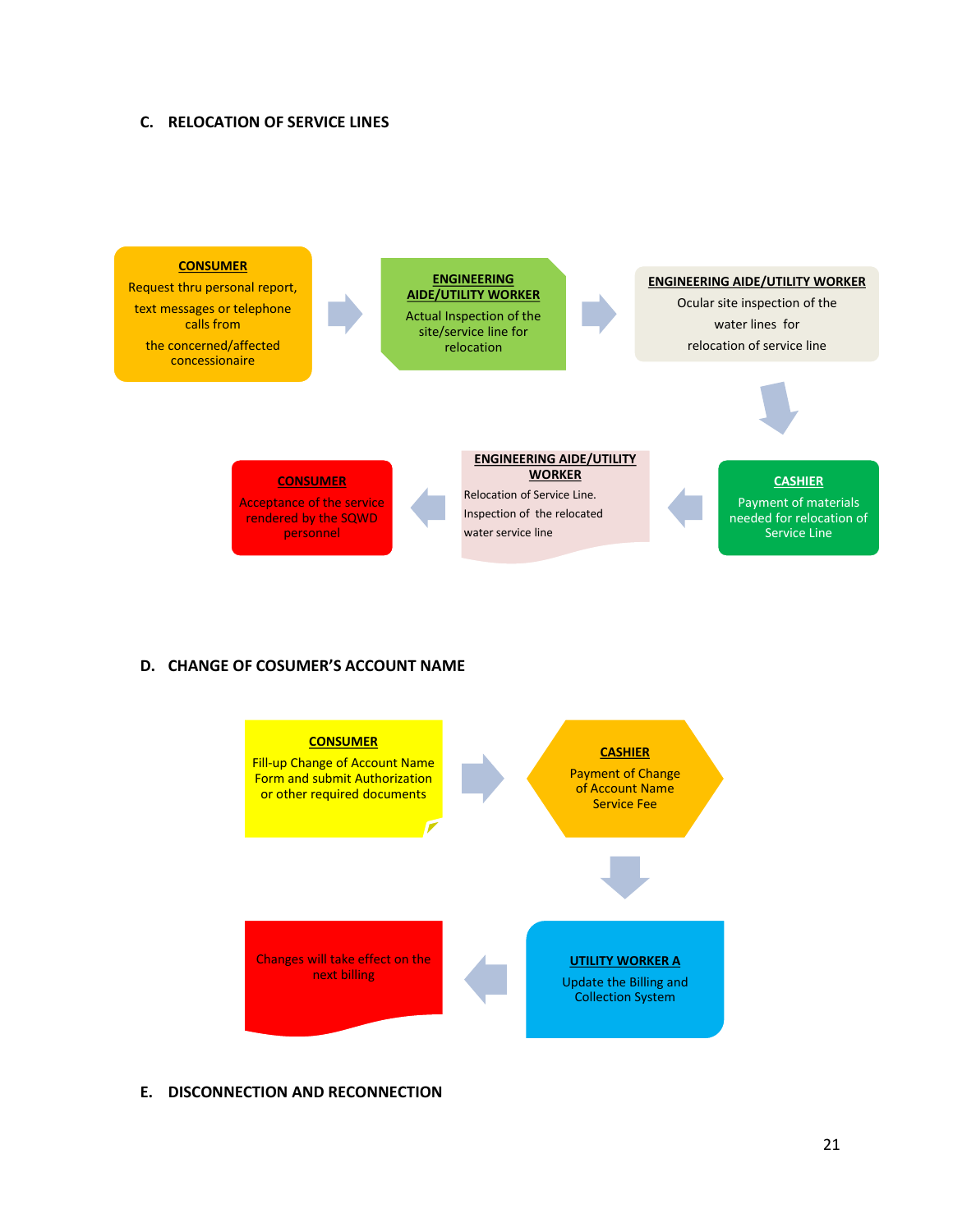## C. RELOCATION OF SERVICE LINES

**CONSUMER**
Request thru personal report, text messages or telephone calls from the concerned/affected concessionaire

→

**ENGINEERING AIDE/UTILITY WORKER**
Actual Inspection of the site/service line for relocation

→

**ENGINEERING AIDE/UTILITY WORKER**
Ocular site inspection of the water lines for relocation of service line

→

**CASHIER**
Payment of materials needed for relocation of Service Line

→

**ENGINEERING AIDE/UTILITY WORKER**
Relocation of Service Line.
Inspection of the relocated water service line

→

**CONSUMER**
Acceptance of the service rendered by the SQWD personnel

## D. CHANGE OF COSUMER'S ACCOUNT NAME

**CONSUMER**
Fill-up Change of Account Name Form and submit Authorization or other required documents

→

**CASHIER**
Payment of Change of Account Name Service Fee

→

**UTILITY WORKER A**
Update the Billing and Collection System

→

Changes will take effect on the next billing

## E. DISCONNECTION AND RECONNECTION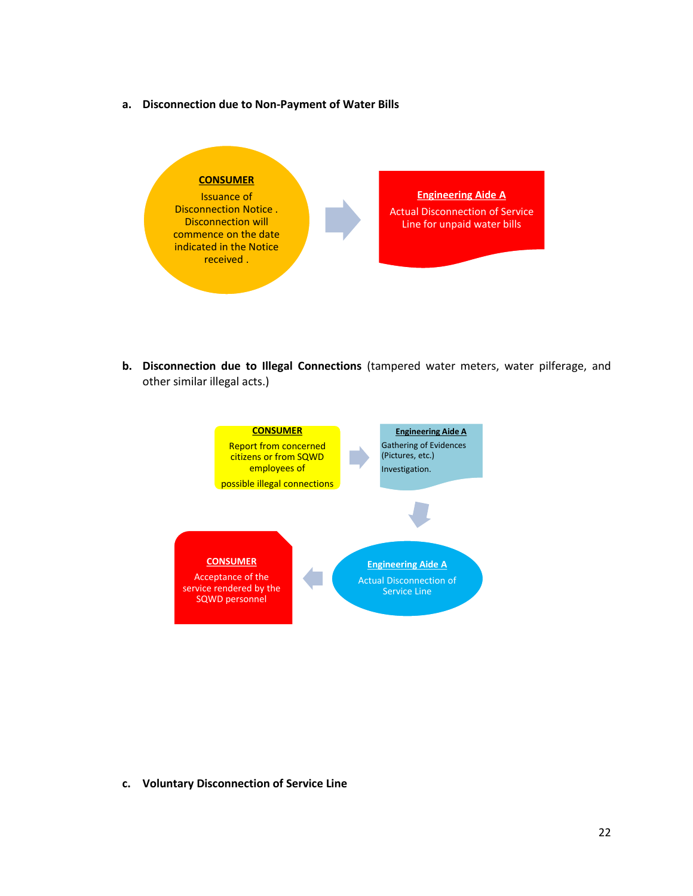a. **Disconnection due to Non-Payment of Water Bills**

**CONSUMER**

Issuance of Disconnection Notice . Disconnection will commence on the date indicated in the Notice received .

**Engineering Aide A**

Actual Disconnection of Service Line for unpaid water bills

b. **Disconnection due to Illegal Connections** (tampered water meters, water pilferage, and other similar illegal acts.)

**CONSUMER**

Report from concerned citizens or from SQWD employees of

possible illegal connections

**Engineering Aide A**

Gathering of Evidences (Pictures, etc.)

Investigation.

**Engineering Aide A**

Actual Disconnection of Service Line

**CONSUMER**

Acceptance of the service rendered by the SQWD personnel

c. **Voluntary Disconnection of Service Line**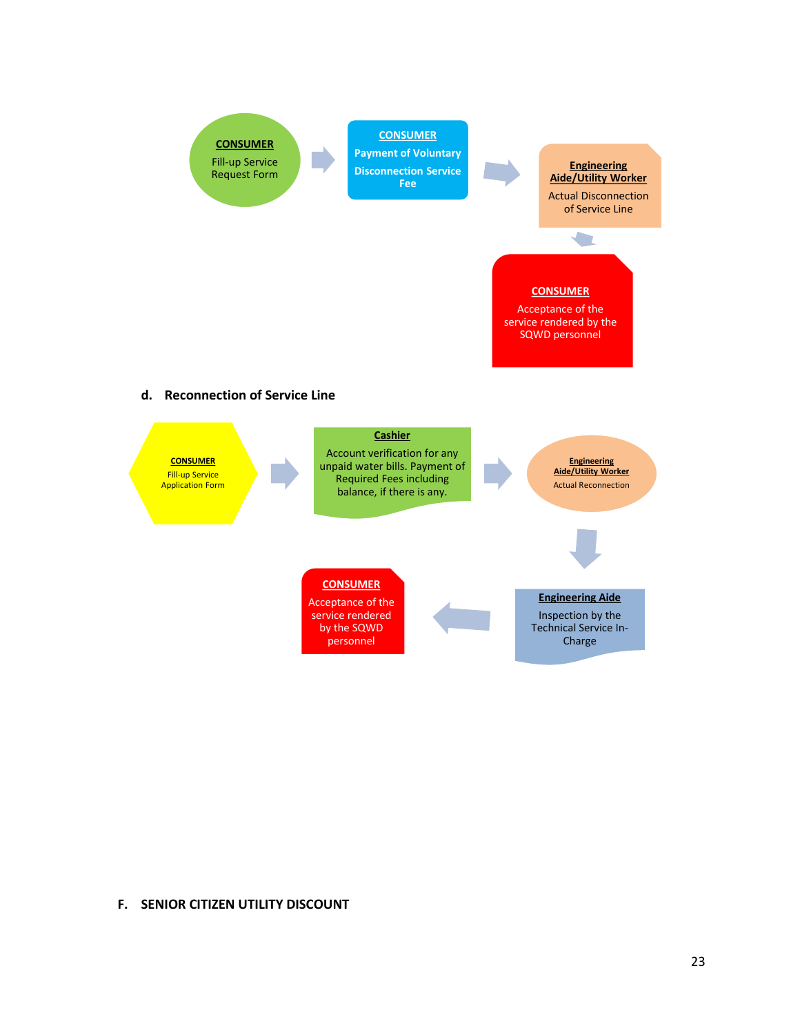**CONSUMER**
Fill-up Service Request Form

→

**CONSUMER**
**Payment of Voluntary Disconnection Service Fee**

→

**Engineering Aide/Utility Worker**
Actual Disconnection of Service Line

→

**CONSUMER**
Acceptance of the service rendered by the SQWD personnel

## d. Reconnection of Service Line

**CONSUMER**
Fill-up Service Application Form

→

**Cashier**
Account verification for any unpaid water bills. Payment of Required Fees including balance, if there is any.

→

**Engineering Aide/Utility Worker**
Actual Reconnection

→

**Engineering Aide**
Inspection by the Technical Service In-Charge

→

**CONSUMER**
Acceptance of the service rendered by the SQWD personnel

# F. SENIOR CITIZEN UTILITY DISCOUNT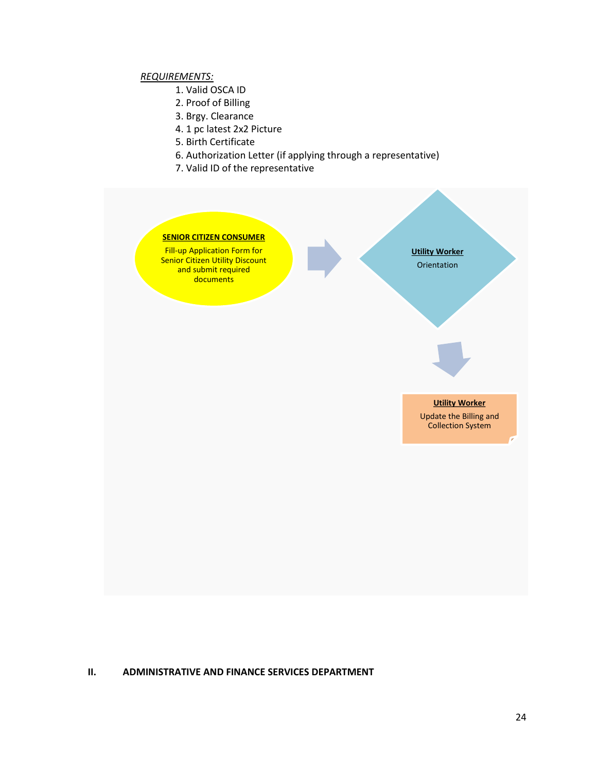*REQUIREMENTS:*

1. Valid OSCA ID
2. Proof of Billing
3. Brgy. Clearance
4. 1 pc latest 2x2 Picture
5. Birth Certificate
6. Authorization Letter (if applying through a representative)
7. Valid ID of the representative

**SENIOR CITIZEN CONSUMER**

Fill-up Application Form for Senior Citizen Utility Discount and submit required documents

**Utility Worker**

Orientation

**Utility Worker**

Update the Billing and Collection System

## II. ADMINISTRATIVE AND FINANCE SERVICES DEPARTMENT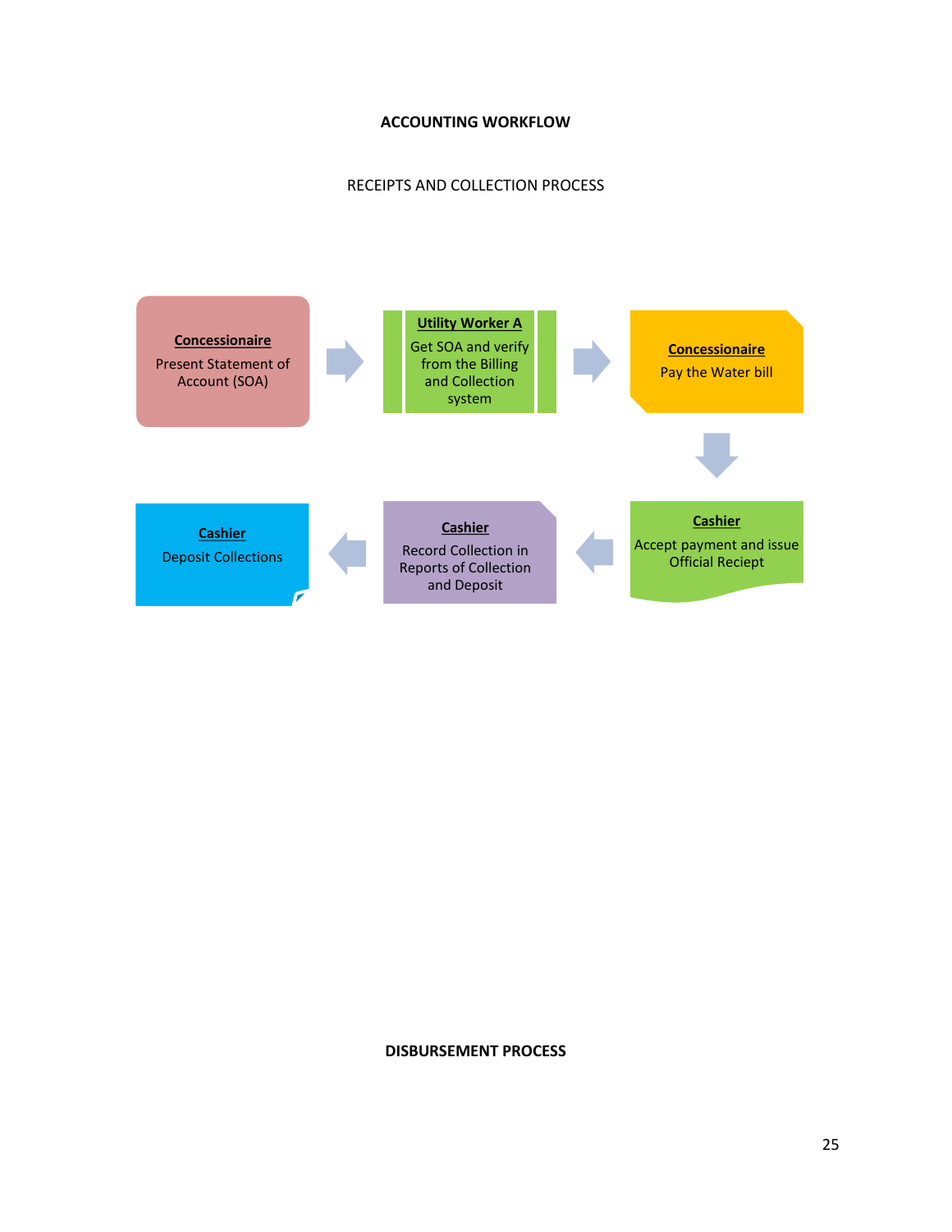# ACCOUNTING WORKFLOW

## RECEIPTS AND COLLECTION PROCESS

**Concessionaire**
Present Statement of Account (SOA)

→

**Utility Worker A**
Get SOA and verify from the Billing and Collection system

→

**Concessionaire**
Pay the Water bill

↓

**Cashier**
Accept payment and issue Official Reciept

←

**Cashier**
Record Collection in Reports of Collection and Deposit

←

**Cashier**
Deposit Collections

## DISBURSEMENT PROCESS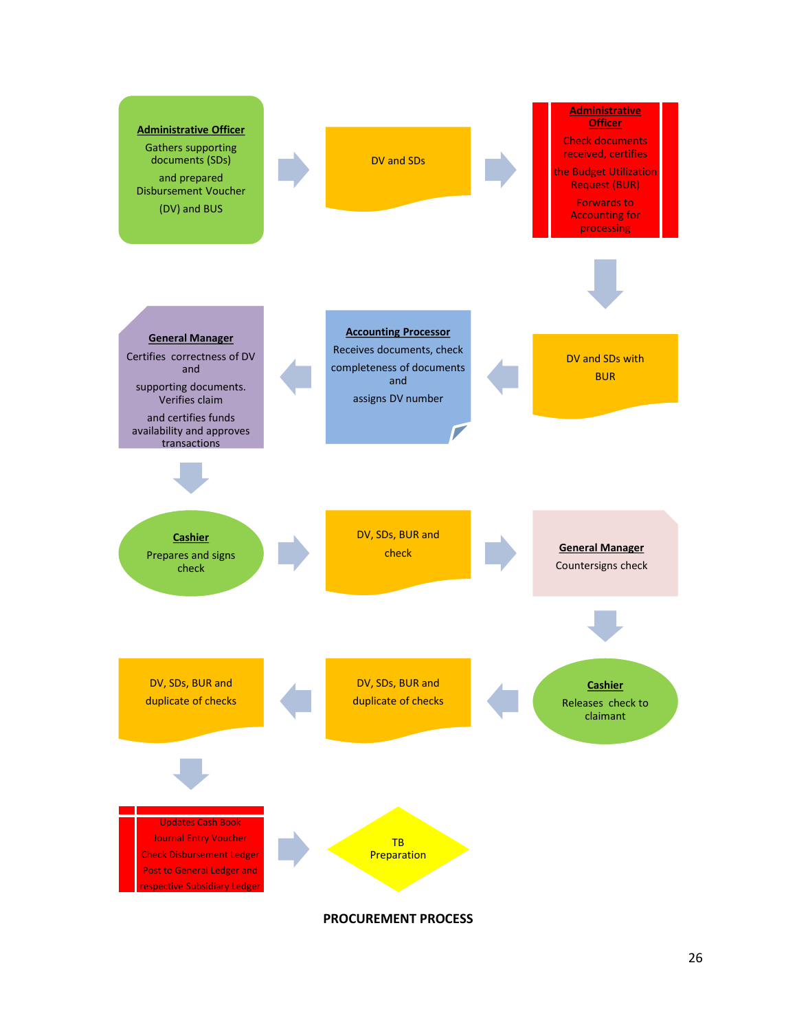**Administrative Officer**
Gathers supporting documents (SDs) and prepared Disbursement Voucher (DV) and BUS

→ DV and SDs

→ **Administrative Officer**
Check documents received, certifies the Budget Utilization Request (BUR)
Forwards to Accounting for processing

↓ DV and SDs with BUR

→ **Accounting Processor**
Receives documents, check completeness of documents and assigns DV number

→ **General Manager**
Certifies correctness of DV and supporting documents. Verifies claim and certifies funds availability and approves transactions

↓ **Cashier**
Prepares and signs check

→ DV, SDs, BUR and check

→ **General Manager**
Countersigns check

↓ **Cashier**
Releases check to claimant

→ DV, SDs, BUR and duplicate of checks

→ DV, SDs, BUR and duplicate of checks

↓ Updates Cash Book
Journal Entry Voucher
Check Disbursement Ledger
Post to General Ledger and respective Subsidiary Ledger

→ TB Preparation

**PROCUREMENT PROCESS**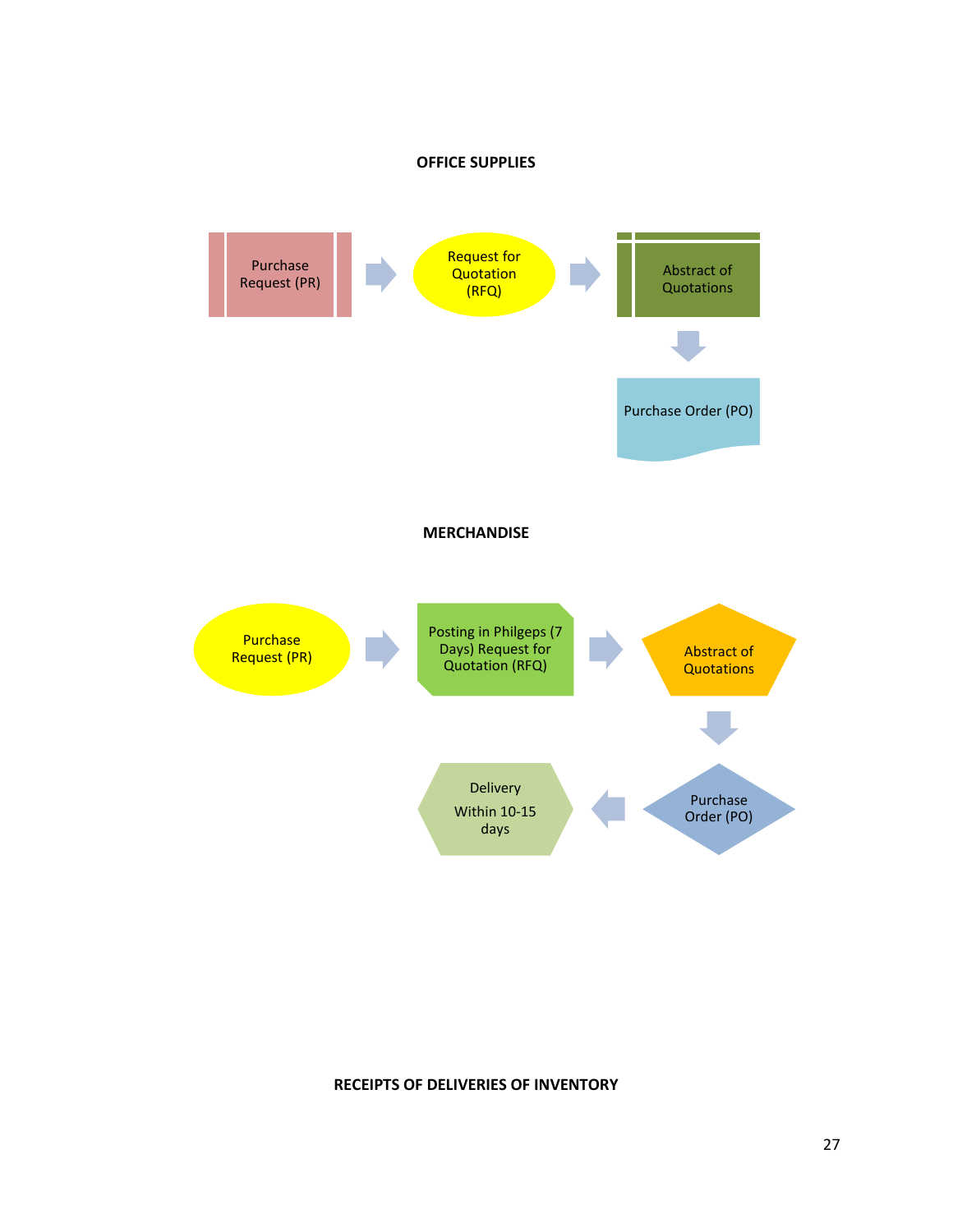**OFFICE SUPPLIES**

Purchase Request (PR) → Request for Quotation (RFQ) → Abstract of Quotations → Purchase Order (PO)

**MERCHANDISE**

Purchase Request (PR) → Posting in Philgeps (7 Days) Request for Quotation (RFQ) → Abstract of Quotations → Purchase Order (PO) → Delivery Within 10-15 days

**RECEIPTS OF DELIVERIES OF INVENTORY**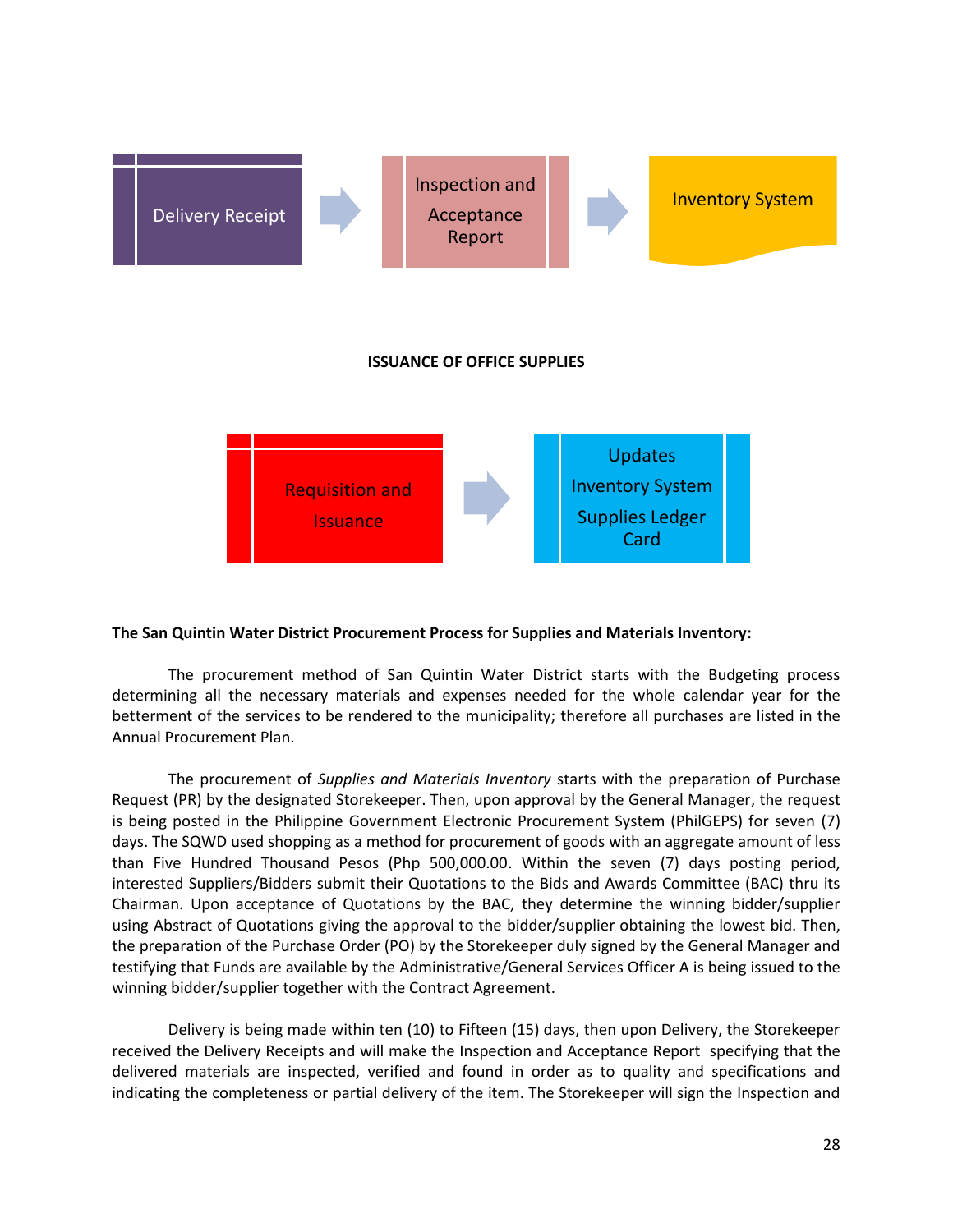Delivery Receipt → Inspection and Acceptance Report → Inventory System

**ISSUANCE OF OFFICE SUPPLIES**

Requisition and Issuance → Updates Inventory System Supplies Ledger Card

**The San Quintin Water District Procurement Process for Supplies and Materials Inventory:**

The procurement method of San Quintin Water District starts with the Budgeting process determining all the necessary materials and expenses needed for the whole calendar year for the betterment of the services to be rendered to the municipality; therefore all purchases are listed in the Annual Procurement Plan.

The procurement of *Supplies and Materials Inventory* starts with the preparation of Purchase Request (PR) by the designated Storekeeper. Then, upon approval by the General Manager, the request is being posted in the Philippine Government Electronic Procurement System (PhilGEPS) for seven (7) days. The SQWD used shopping as a method for procurement of goods with an aggregate amount of less than Five Hundred Thousand Pesos (Php 500,000.00. Within the seven (7) days posting period, interested Suppliers/Bidders submit their Quotations to the Bids and Awards Committee (BAC) thru its Chairman. Upon acceptance of Quotations by the BAC, they determine the winning bidder/supplier using Abstract of Quotations giving the approval to the bidder/supplier obtaining the lowest bid. Then, the preparation of the Purchase Order (PO) by the Storekeeper duly signed by the General Manager and testifying that Funds are available by the Administrative/General Services Officer A is being issued to the winning bidder/supplier together with the Contract Agreement.

Delivery is being made within ten (10) to Fifteen (15) days, then upon Delivery, the Storekeeper received the Delivery Receipts and will make the Inspection and Acceptance Report specifying that the delivered materials are inspected, verified and found in order as to quality and specifications and indicating the completeness or partial delivery of the item. The Storekeeper will sign the Inspection and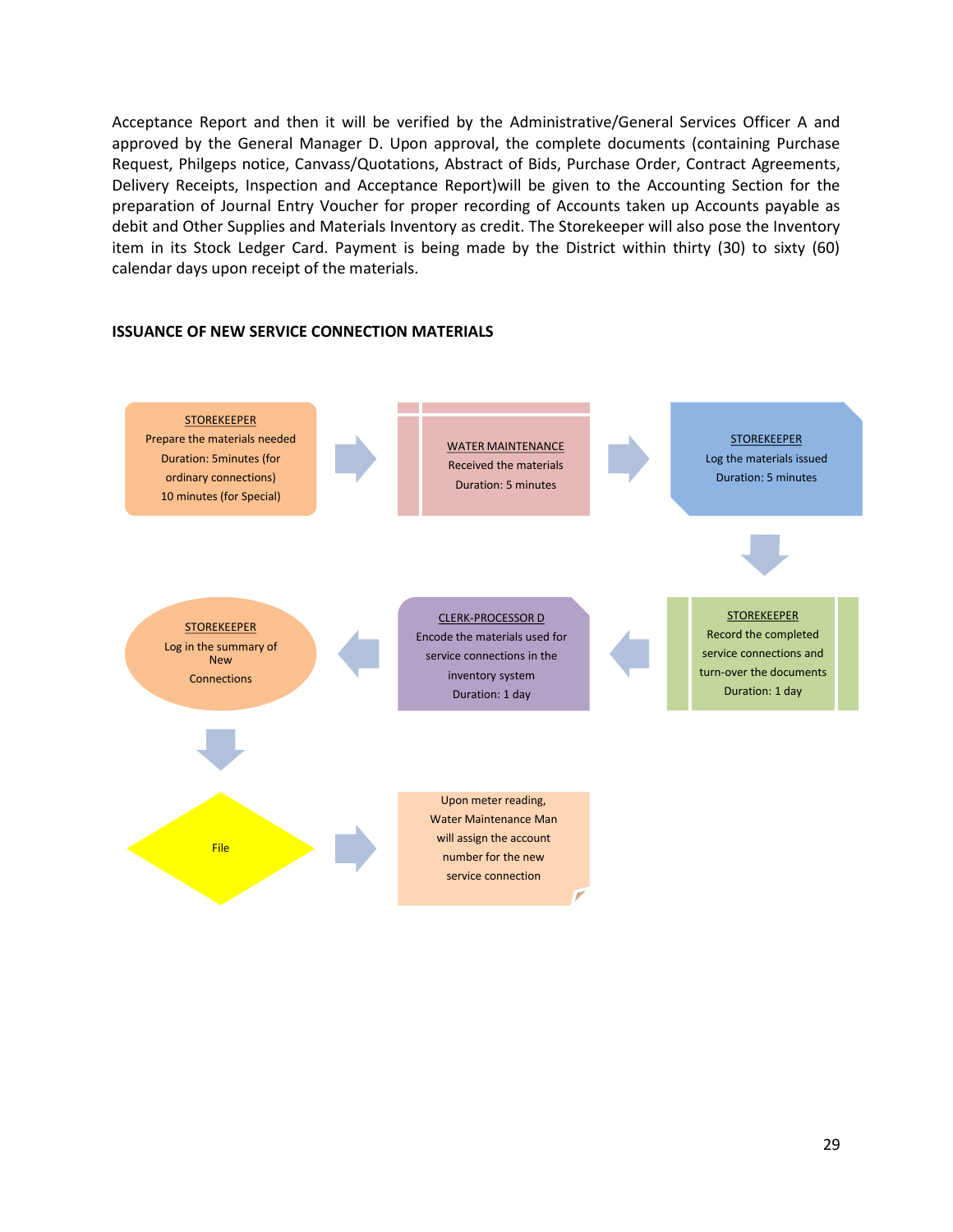Acceptance Report and then it will be verified by the Administrative/General Services Officer A and approved by the General Manager D. Upon approval, the complete documents (containing Purchase Request, Philgeps notice, Canvass/Quotations, Abstract of Bids, Purchase Order, Contract Agreements, Delivery Receipts, Inspection and Acceptance Report)will be given to the Accounting Section for the preparation of Journal Entry Voucher for proper recording of Accounts taken up Accounts payable as debit and Other Supplies and Materials Inventory as credit. The Storekeeper will also pose the Inventory item in its Stock Ledger Card. Payment is being made by the District within thirty (30) to sixty (60) calendar days upon receipt of the materials.

**ISSUANCE OF NEW SERVICE CONNECTION MATERIALS**

STOREKEEPER
Prepare the materials needed
Duration: 5minutes (for ordinary connections)
10 minutes (for Special)

WATER MAINTENANCE
Received the materials
Duration: 5 minutes

STOREKEEPER
Log the materials issued
Duration: 5 minutes

STOREKEEPER
Record the completed service connections and turn-over the documents
Duration: 1 day

CLERK-PROCESSOR D
Encode the materials used for service connections in the inventory system
Duration: 1 day

STOREKEEPER
Log in the summary of New Connections

File

Upon meter reading, Water Maintenance Man will assign the account number for the new service connection